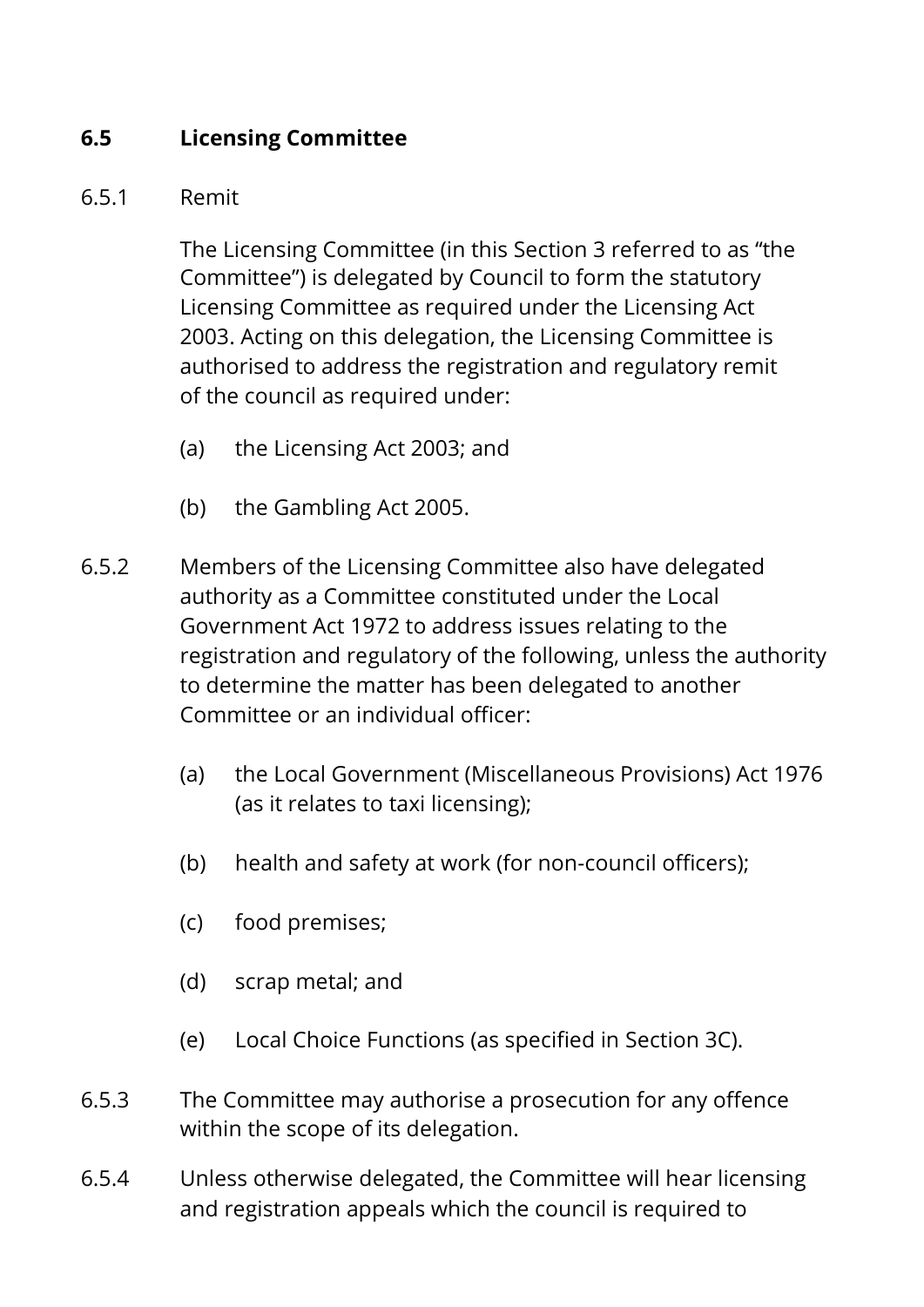## 6.5 Licensing Committee

6.5.1 Remit

The Licensing Committee (in this Section 3 referred to as "the Committee") is delegated by Council to form the statutory Licensing Committee as required under the Licensing Act 2003. Acting on this delegation, the Licensing Committee is authorised to address the registration and regulatory remit of the council as required under:

(a) the Licensing Act 2003; and

(b) the Gambling Act 2005.

6.5.2 Members of the Licensing Committee also have delegated authority as a Committee constituted under the Local Government Act 1972 to address issues relating to the registration and regulatory of the following, unless the authority to determine the matter has been delegated to another Committee or an individual officer:

(a) the Local Government (Miscellaneous Provisions) Act 1976 (as it relates to taxi licensing);

(b) health and safety at work (for non-council officers);

(c) food premises;

(d) scrap metal; and

(e) Local Choice Functions (as specified in Section 3C).

6.5.3 The Committee may authorise a prosecution for any offence within the scope of its delegation.

6.5.4 Unless otherwise delegated, the Committee will hear licensing and registration appeals which the council is required to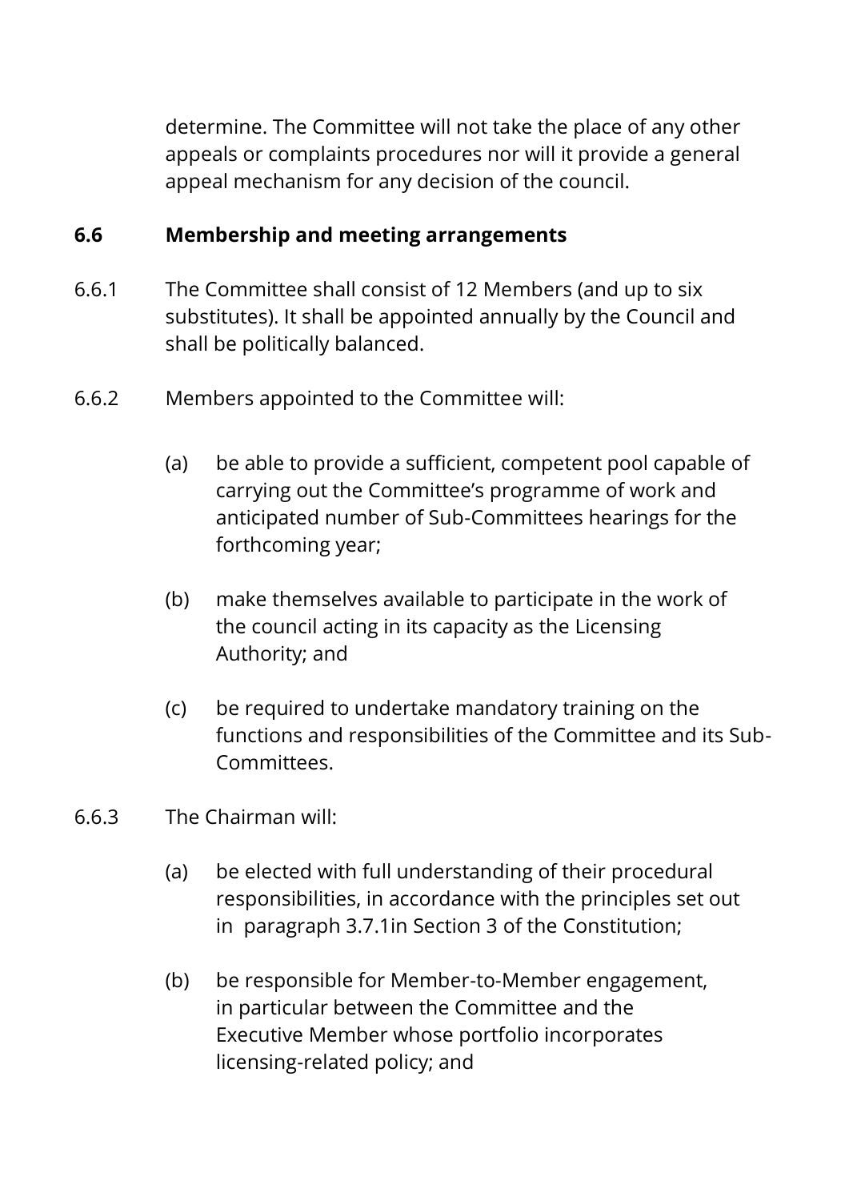determine. The Committee will not take the place of any other appeals or complaints procedures nor will it provide a general appeal mechanism for any decision of the council.

### 6.6 Membership and meeting arrangements

6.6.1 The Committee shall consist of 12 Members (and up to six substitutes). It shall be appointed annually by the Council and shall be politically balanced.

6.6.2 Members appointed to the Committee will:

(a) be able to provide a sufficient, competent pool capable of carrying out the Committee's programme of work and anticipated number of Sub-Committees hearings for the forthcoming year;

(b) make themselves available to participate in the work of the council acting in its capacity as the Licensing Authority; and

(c) be required to undertake mandatory training on the functions and responsibilities of the Committee and its Sub-Committees.

6.6.3 The Chairman will:

(a) be elected with full understanding of their procedural responsibilities, in accordance with the principles set out in paragraph 3.7.1in Section 3 of the Constitution;

(b) be responsible for Member-to-Member engagement, in particular between the Committee and the Executive Member whose portfolio incorporates licensing-related policy; and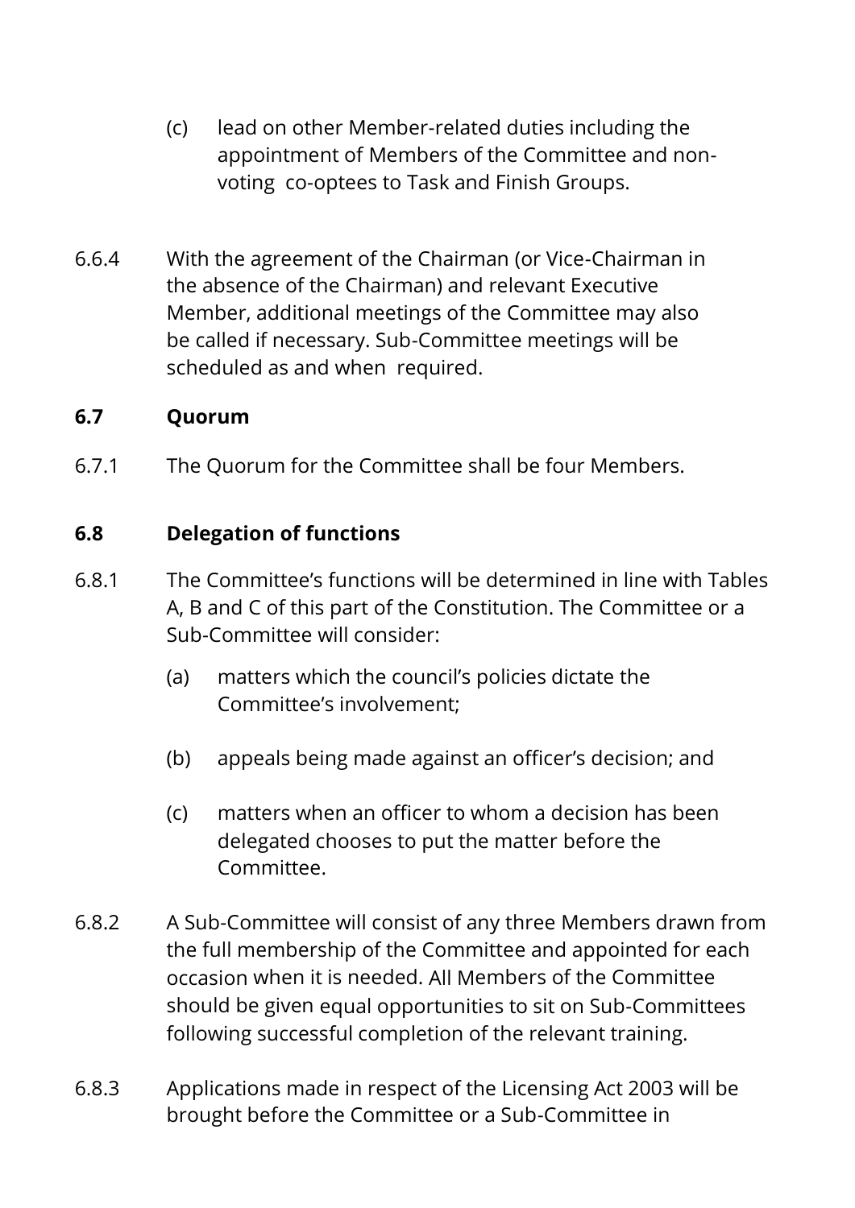(c) lead on other Member-related duties including the appointment of Members of the Committee and non-voting co-optees to Task and Finish Groups.

6.6.4 With the agreement of the Chairman (or Vice-Chairman in the absence of the Chairman) and relevant Executive Member, additional meetings of the Committee may also be called if necessary. Sub-Committee meetings will be scheduled as and when required.

### 6.7 Quorum

6.7.1 The Quorum for the Committee shall be four Members.

### 6.8 Delegation of functions

6.8.1 The Committee's functions will be determined in line with Tables A, B and C of this part of the Constitution. The Committee or a Sub-Committee will consider:

(a) matters which the council's policies dictate the Committee's involvement;

(b) appeals being made against an officer's decision; and

(c) matters when an officer to whom a decision has been delegated chooses to put the matter before the Committee.

6.8.2 A Sub-Committee will consist of any three Members drawn from the full membership of the Committee and appointed for each occasion when it is needed. All Members of the Committee should be given equal opportunities to sit on Sub-Committees following successful completion of the relevant training.

6.8.3 Applications made in respect of the Licensing Act 2003 will be brought before the Committee or a Sub-Committee in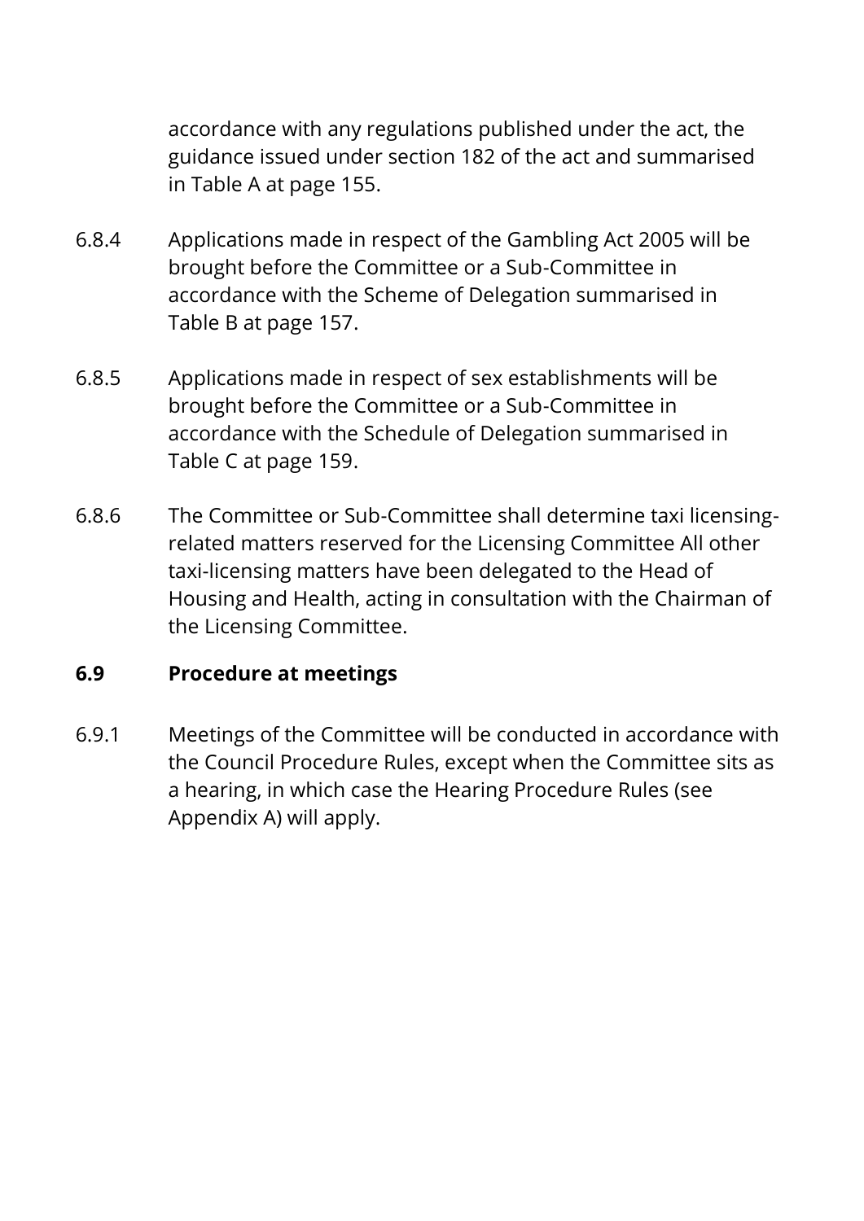accordance with any regulations published under the act, the guidance issued under section 182 of the act and summarised in Table A at page 155.

6.8.4 Applications made in respect of the Gambling Act 2005 will be brought before the Committee or a Sub-Committee in accordance with the Scheme of Delegation summarised in Table B at page 157.

6.8.5 Applications made in respect of sex establishments will be brought before the Committee or a Sub-Committee in accordance with the Schedule of Delegation summarised in Table C at page 159.

6.8.6 The Committee or Sub-Committee shall determine taxi licensing-related matters reserved for the Licensing Committee All other taxi-licensing matters have been delegated to the Head of Housing and Health, acting in consultation with the Chairman of the Licensing Committee.

## 6.9 Procedure at meetings

6.9.1 Meetings of the Committee will be conducted in accordance with the Council Procedure Rules, except when the Committee sits as a hearing, in which case the Hearing Procedure Rules (see Appendix A) will apply.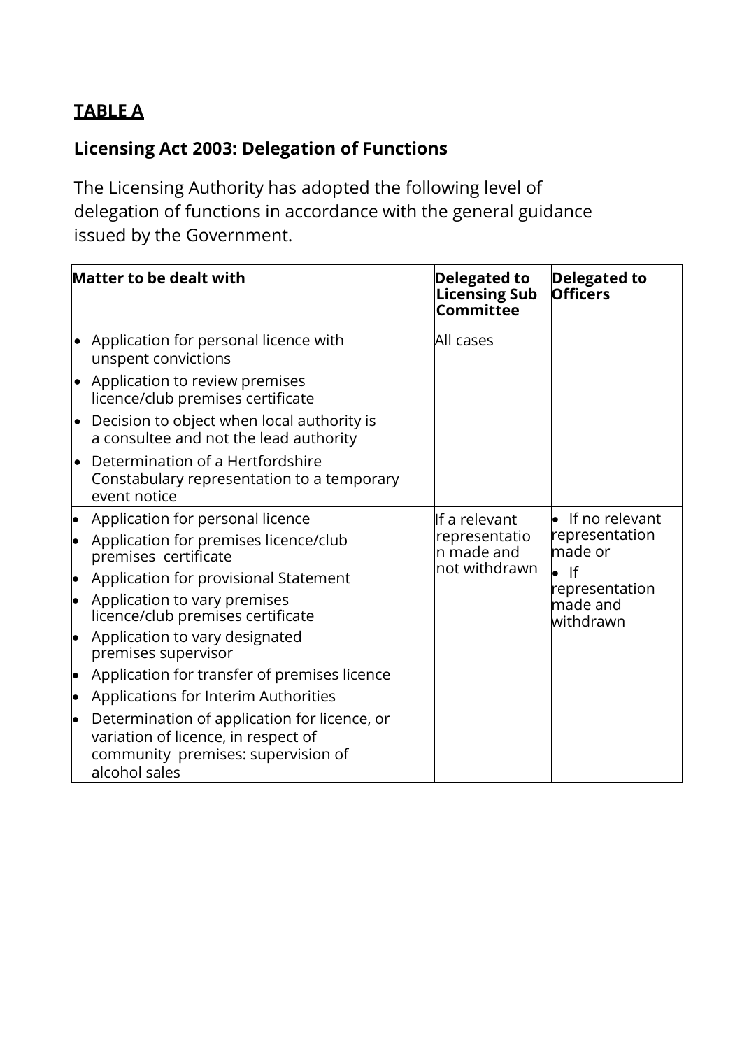**TABLE A**

**Licensing Act 2003: Delegation of Functions**

The Licensing Authority has adopted the following level of delegation of functions in accordance with the general guidance issued by the Government.

| Matter to be dealt with | Delegated to Licensing Sub Committee | Delegated to Officers |
| --- | --- | --- |
| • Application for personal licence with unspent convictions<br>• Application to review premises licence/club premises certificate<br>• Decision to object when local authority is a consultee and not the lead authority<br>• Determination of a Hertfordshire Constabulary representation to a temporary event notice | All cases | |
| • Application for personal licence<br>• Application for premises licence/club premises certificate<br>• Application for provisional Statement<br>• Application to vary premises licence/club premises certificate<br>• Application to vary designated premises supervisor<br>• Application for transfer of premises licence<br>• Applications for Interim Authorities<br>• Determination of application for licence, or variation of licence, in respect of community premises: supervision of alcohol sales | If a relevant representation made and not withdrawn | • If no relevant representation made or<br>• If representation made and withdrawn |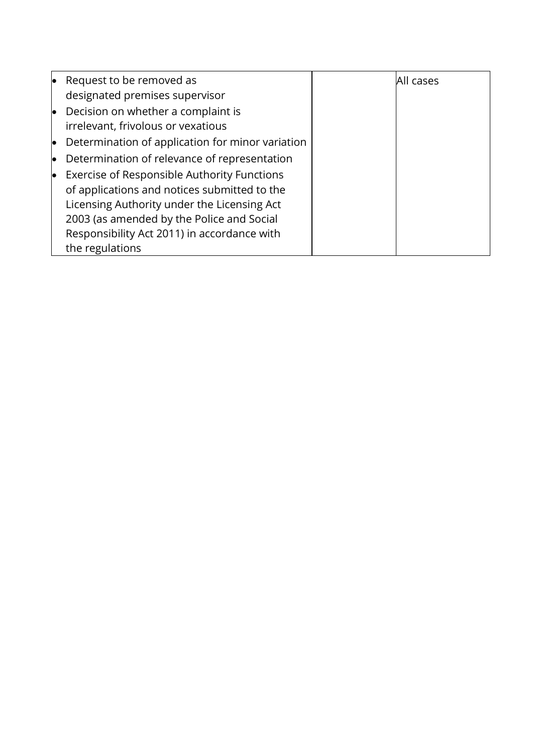| | | |
|---|---|---|
| • Request to be removed as designated premises supervisor<br>• Decision on whether a complaint is irrelevant, frivolous or vexatious<br>• Determination of application for minor variation<br>• Determination of relevance of representation<br>• Exercise of Responsible Authority Functions of applications and notices submitted to the Licensing Authority under the Licensing Act 2003 (as amended by the Police and Social Responsibility Act 2011) in accordance with the regulations | | All cases |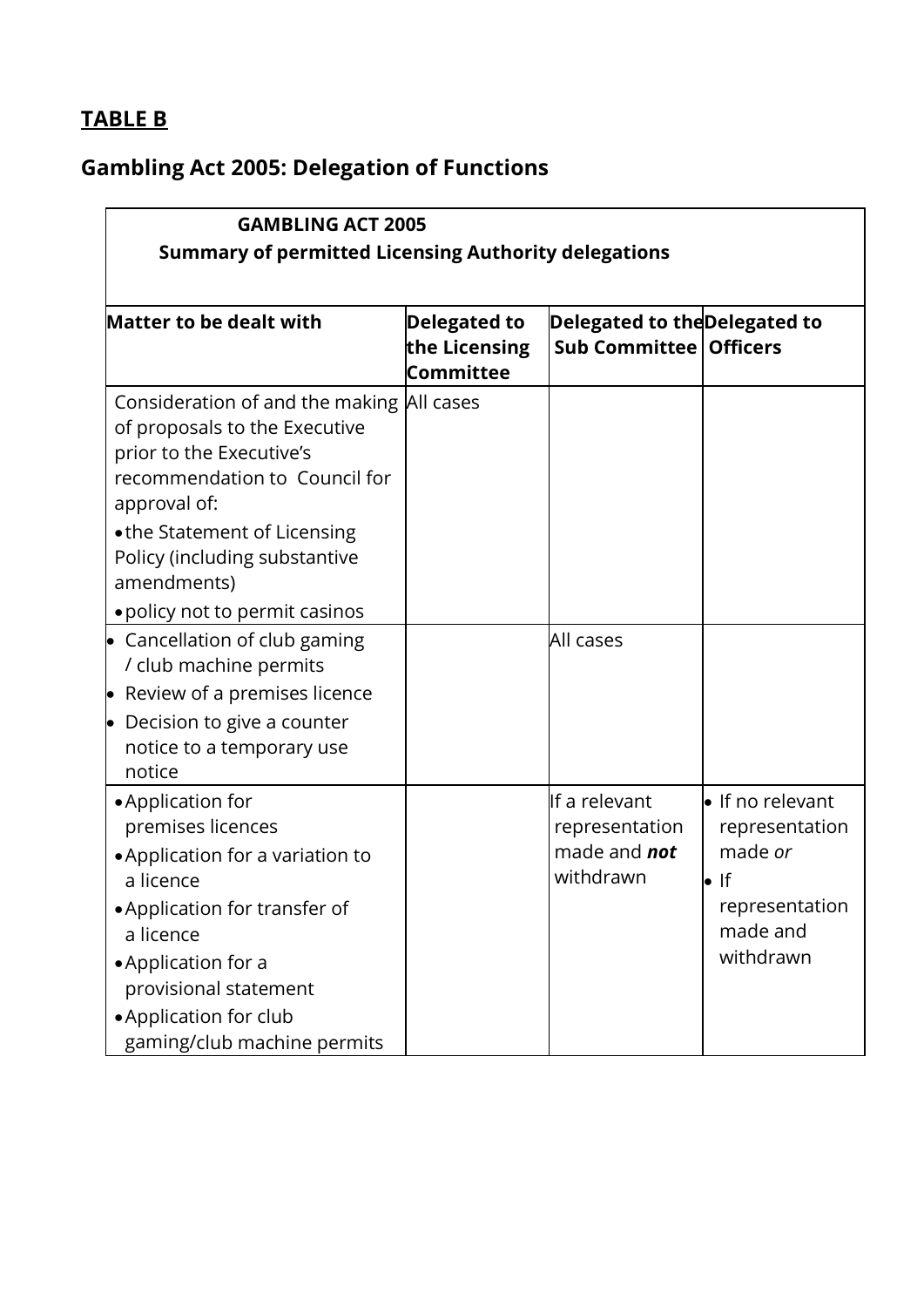## TABLE B

## Gambling Act 2005: Delegation of Functions

| GAMBLING ACT 2005<br>Summary of permitted Licensing Authority delegations | | | |
|---|---|---|---|
| **Matter to be dealt with** | **Delegated to the Licensing Committee** | **Delegated to the Sub Committee** | **Delegated to Officers** |
| Consideration of and the making of proposals to the Executive prior to the Executive's recommendation to Council for approval of:<br>• the Statement of Licensing Policy (including substantive amendments)<br>• policy not to permit casinos | All cases | | |
| • Cancellation of club gaming / club machine permits<br>• Review of a premises licence<br>• Decision to give a counter notice to a temporary use notice | | All cases | |
| • Application for premises licences<br>• Application for a variation to a licence<br>• Application for transfer of a licence<br>• Application for a provisional statement<br>• Application for club gaming/club machine permits | | If a relevant representation made and ***not*** withdrawn | • If no relevant representation made *or*<br>• If representation made and withdrawn |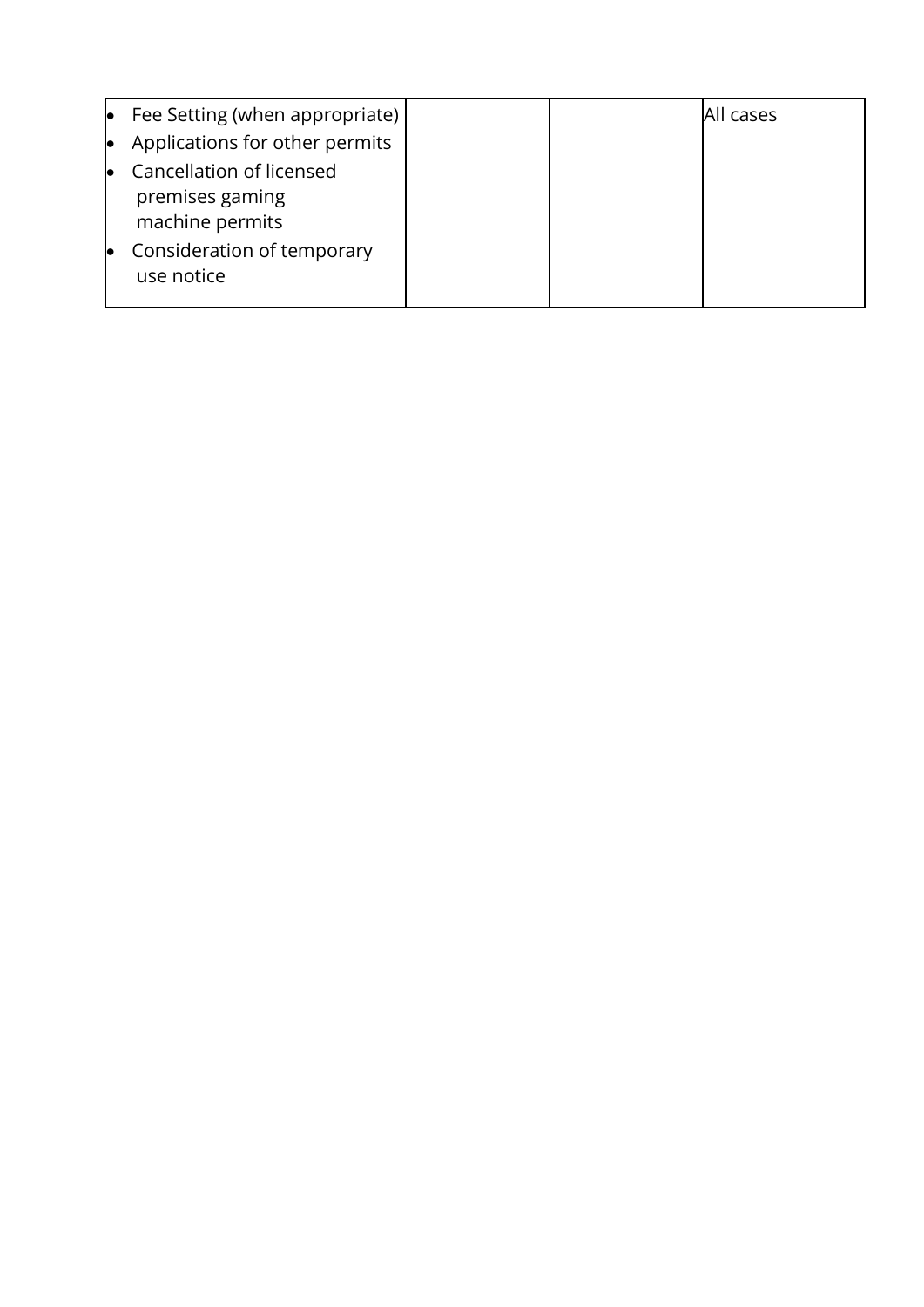| | | | |
|---|---|---|---|
| • Fee Setting (when appropriate)<br>• Applications for other permits<br>• Cancellation of licensed premises gaming machine permits<br>• Consideration of temporary use notice | | | All cases |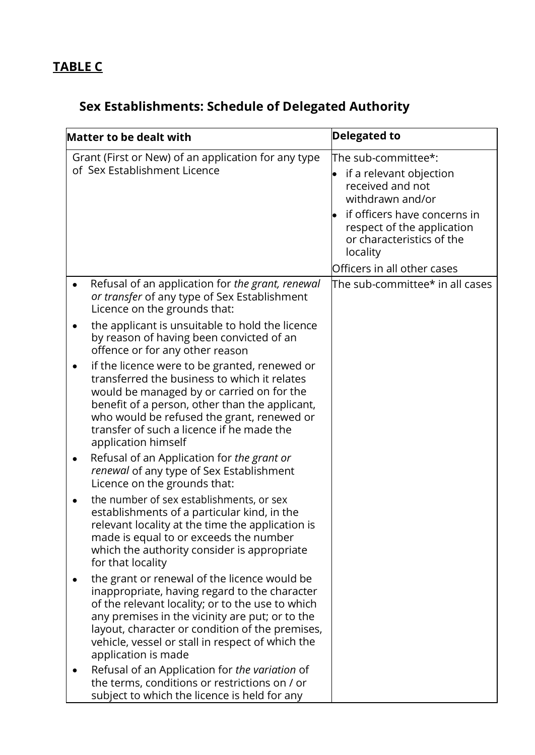**TABLE C**

## Sex Establishments: Schedule of Delegated Authority

| Matter to be dealt with | Delegated to |
|---|---|
| Grant (First or New) of an application for any type of Sex Establishment Licence | The sub-committee*:<br>• if a relevant objection received and not withdrawn and/or<br>• if officers have concerns in respect of the application or characteristics of the locality<br>Officers in all other cases |
| • Refusal of an application for *the grant, renewal or transfer* of any type of Sex Establishment Licence on the grounds that:<br>• the applicant is unsuitable to hold the licence by reason of having been convicted of an offence or for any other reason<br>• if the licence were to be granted, renewed or transferred the business to which it relates would be managed by or carried on for the benefit of a person, other than the applicant, who would be refused the grant, renewed or transfer of such a licence if he made the application himself<br>• Refusal of an Application for *the grant or renewal* of any type of Sex Establishment Licence on the grounds that:<br>• the number of sex establishments, or sex establishments of a particular kind, in the relevant locality at the time the application is made is equal to or exceeds the number which the authority consider is appropriate for that locality<br>• the grant or renewal of the licence would be inappropriate, having regard to the character of the relevant locality; or to the use to which any premises in the vicinity are put; or to the layout, character or condition of the premises, vehicle, vessel or stall in respect of which the application is made<br>• Refusal of an Application for *the variation* of the terms, conditions or restrictions on / or subject to which the licence is held for any | The sub-committee* in all cases |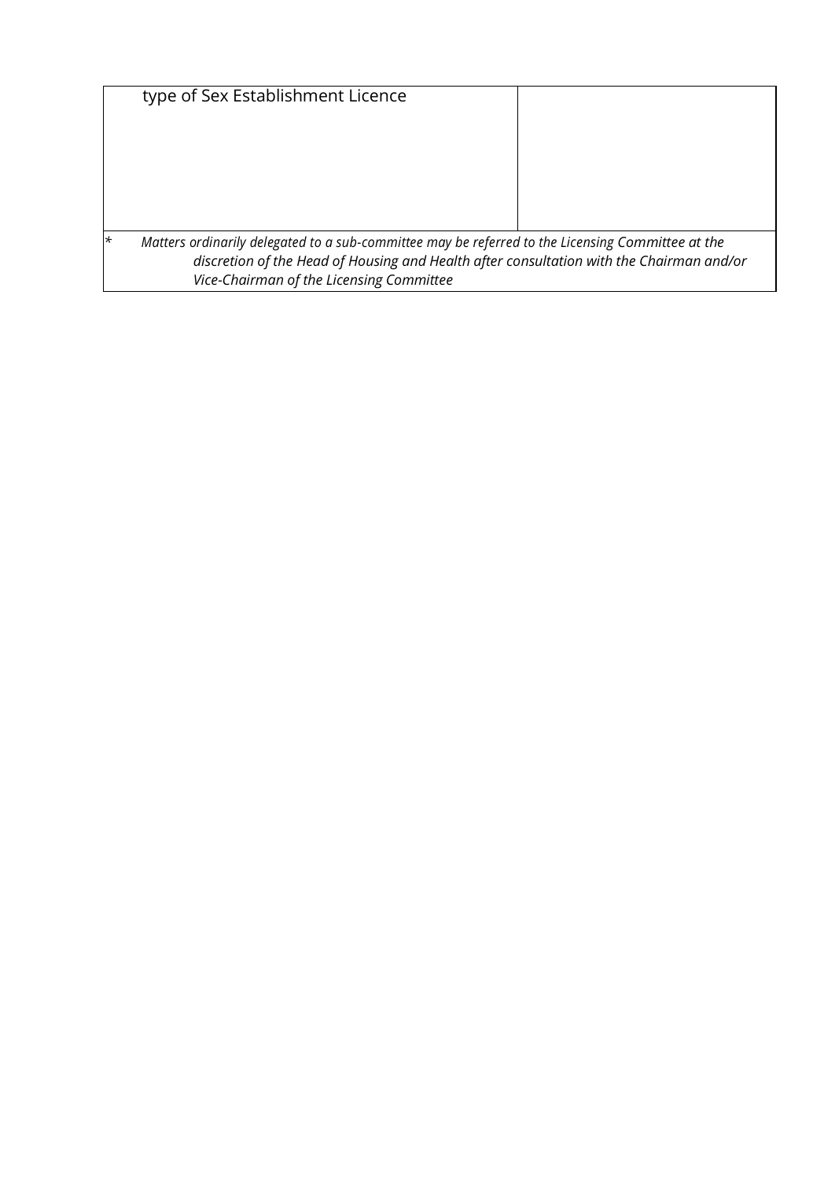| | |
|---|---|
| type of Sex Establishment Licence | |
| * Matters ordinarily delegated to a sub-committee may be referred to the Licensing Committee at the discretion of the Head of Housing and Health after consultation with the Chairman and/or Vice-Chairman of the Licensing Committee | |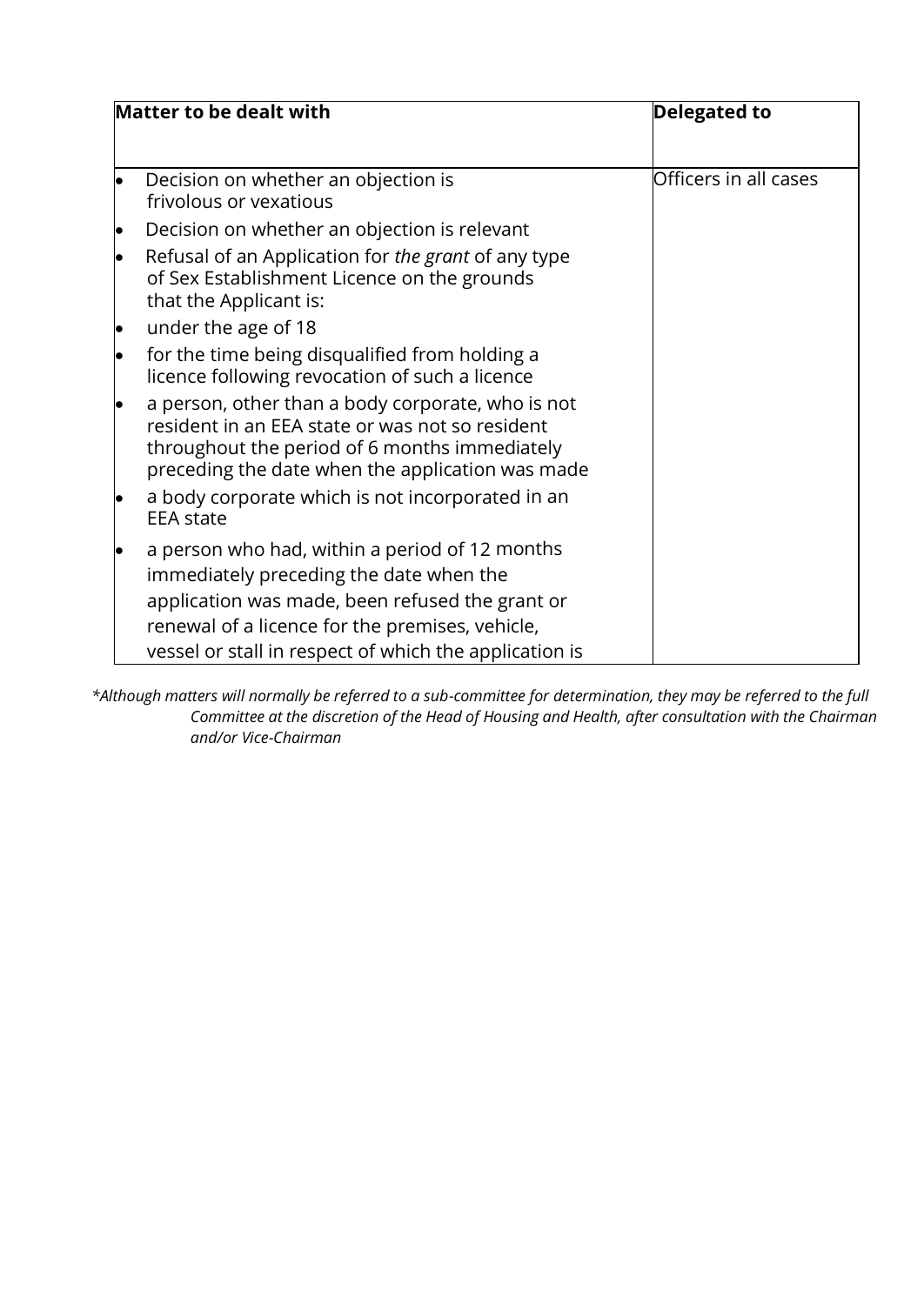| Matter to be dealt with | Delegated to |
|---|---|
| • Decision on whether an objection is frivolous or vexatious<br>• Decision on whether an objection is relevant<br>• Refusal of an Application for *the grant* of any type of Sex Establishment Licence on the grounds that the Applicant is:<br>• under the age of 18<br>• for the time being disqualified from holding a licence following revocation of such a licence<br>• a person, other than a body corporate, who is not resident in an EEA state or was not so resident throughout the period of 6 months immediately preceding the date when the application was made<br>• a body corporate which is not incorporated in an EEA state<br>• a person who had, within a period of 12 months immediately preceding the date when the application was made, been refused the grant or renewal of a licence for the premises, vehicle, vessel or stall in respect of which the application is | Officers in all cases |

**Note:** *\*Although matters will normally be referred to a sub-committee for determination, they may be referred to the full Committee at the discretion of the Head of Housing and Health, after consultation with the Chairman and/or Vice-Chairman*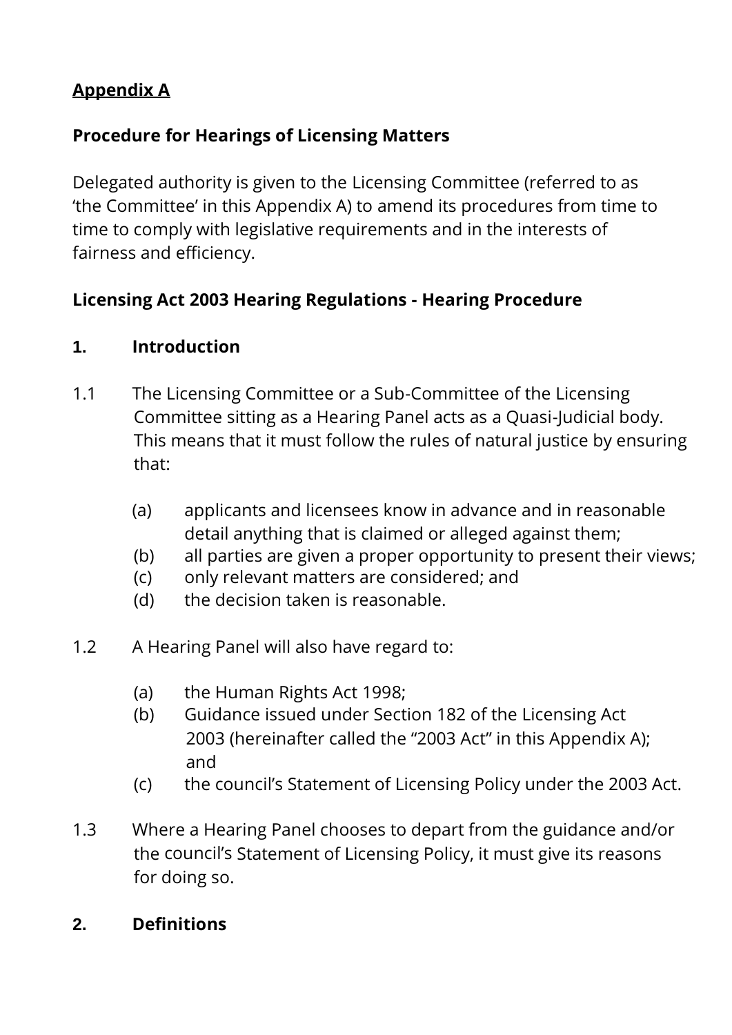**<u>Appendix A</u>**

**Procedure for Hearings of Licensing Matters**

Delegated authority is given to the Licensing Committee (referred to as 'the Committee' in this Appendix A) to amend its procedures from time to time to comply with legislative requirements and in the interests of fairness and efficiency.

**Licensing Act 2003 Hearing Regulations - Hearing Procedure**

**1. Introduction**

1.1 The Licensing Committee or a Sub-Committee of the Licensing Committee sitting as a Hearing Panel acts as a Quasi-Judicial body. This means that it must follow the rules of natural justice by ensuring that:

(a) applicants and licensees know in advance and in reasonable detail anything that is claimed or alleged against them;
(b) all parties are given a proper opportunity to present their views;
(c) only relevant matters are considered; and
(d) the decision taken is reasonable.

1.2 A Hearing Panel will also have regard to:

(a) the Human Rights Act 1998;
(b) Guidance issued under Section 182 of the Licensing Act 2003 (hereinafter called the "2003 Act" in this Appendix A); and
(c) the council's Statement of Licensing Policy under the 2003 Act.

1.3 Where a Hearing Panel chooses to depart from the guidance and/or the council's Statement of Licensing Policy, it must give its reasons for doing so.

**2. Definitions**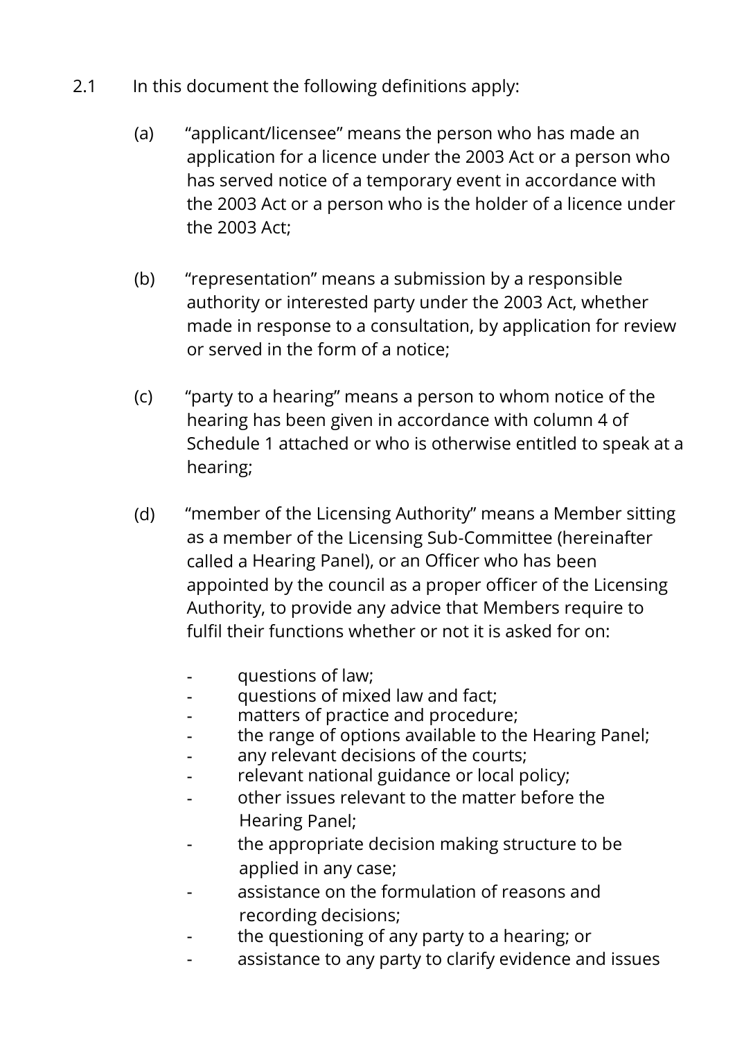2.1 In this document the following definitions apply:

(a) "applicant/licensee" means the person who has made an application for a licence under the 2003 Act or a person who has served notice of a temporary event in accordance with the 2003 Act or a person who is the holder of a licence under the 2003 Act;

(b) "representation" means a submission by a responsible authority or interested party under the 2003 Act, whether made in response to a consultation, by application for review or served in the form of a notice;

(c) "party to a hearing" means a person to whom notice of the hearing has been given in accordance with column 4 of Schedule 1 attached or who is otherwise entitled to speak at a hearing;

(d) "member of the Licensing Authority" means a Member sitting as a member of the Licensing Sub-Committee (hereinafter called a Hearing Panel), or an Officer who has been appointed by the council as a proper officer of the Licensing Authority, to provide any advice that Members require to fulfil their functions whether or not it is asked for on:

- questions of law;
- questions of mixed law and fact;
- matters of practice and procedure;
- the range of options available to the Hearing Panel;
- any relevant decisions of the courts;
- relevant national guidance or local policy;
- other issues relevant to the matter before the Hearing Panel;
- the appropriate decision making structure to be applied in any case;
- assistance on the formulation of reasons and recording decisions;
- the questioning of any party to a hearing; or
- assistance to any party to clarify evidence and issues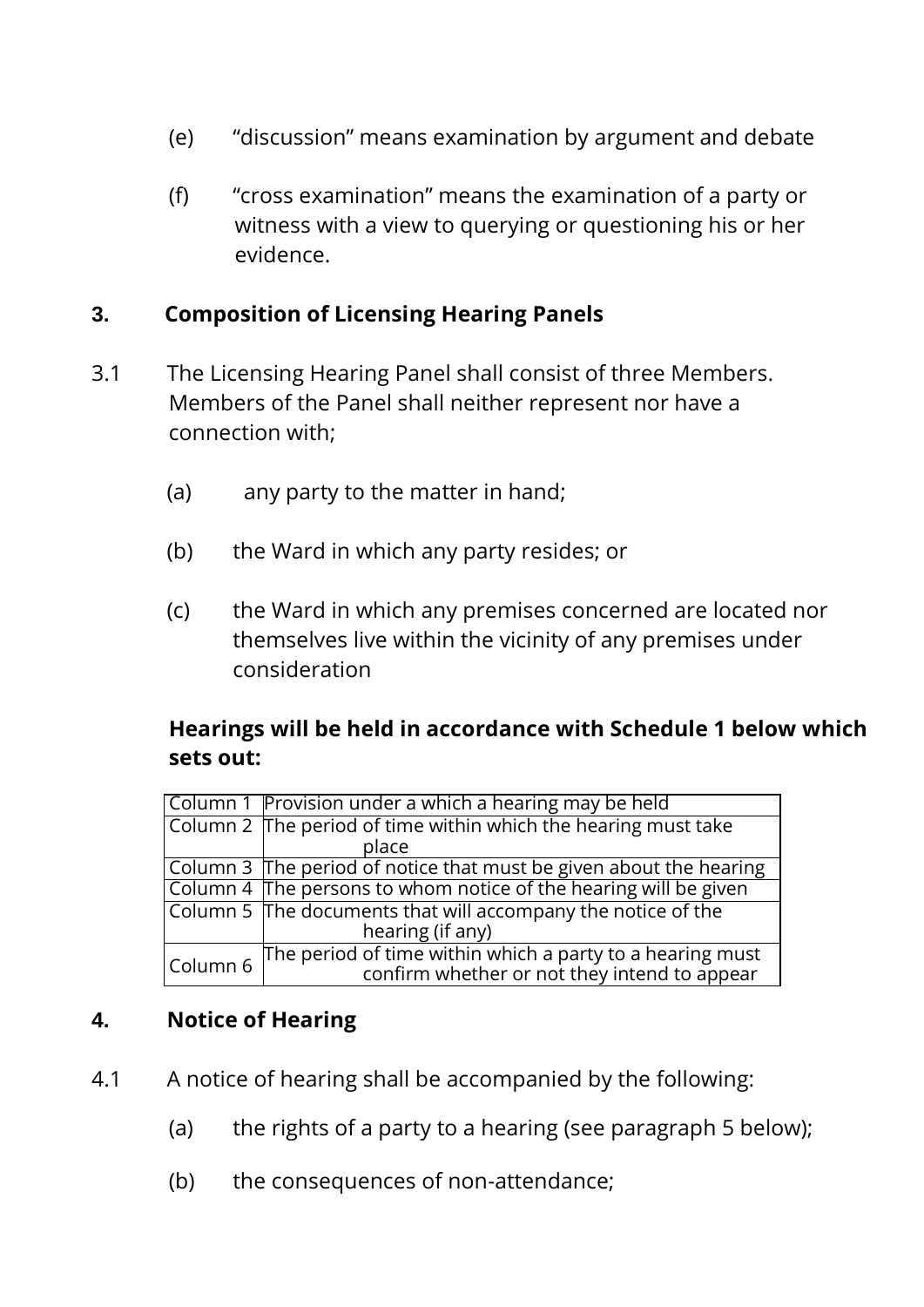(e) "discussion" means examination by argument and debate

(f) "cross examination" means the examination of a party or witness with a view to querying or questioning his or her evidence.

## 3. Composition of Licensing Hearing Panels

3.1 The Licensing Hearing Panel shall consist of three Members. Members of the Panel shall neither represent nor have a connection with;

(a) any party to the matter in hand;

(b) the Ward in which any party resides; or

(c) the Ward in which any premises concerned are located nor themselves live within the vicinity of any premises under consideration

**Hearings will be held in accordance with Schedule 1 below which sets out:**

| | |
|---|---|
| Column 1 | Provision under a which a hearing may be held |
| Column 2 | The period of time within which the hearing must take place |
| Column 3 | The period of notice that must be given about the hearing |
| Column 4 | The persons to whom notice of the hearing will be given |
| Column 5 | The documents that will accompany the notice of the hearing (if any) |
| Column 6 | The period of time within which a party to a hearing must confirm whether or not they intend to appear |

## 4. Notice of Hearing

4.1 A notice of hearing shall be accompanied by the following:

(a) the rights of a party to a hearing (see paragraph 5 below);

(b) the consequences of non-attendance;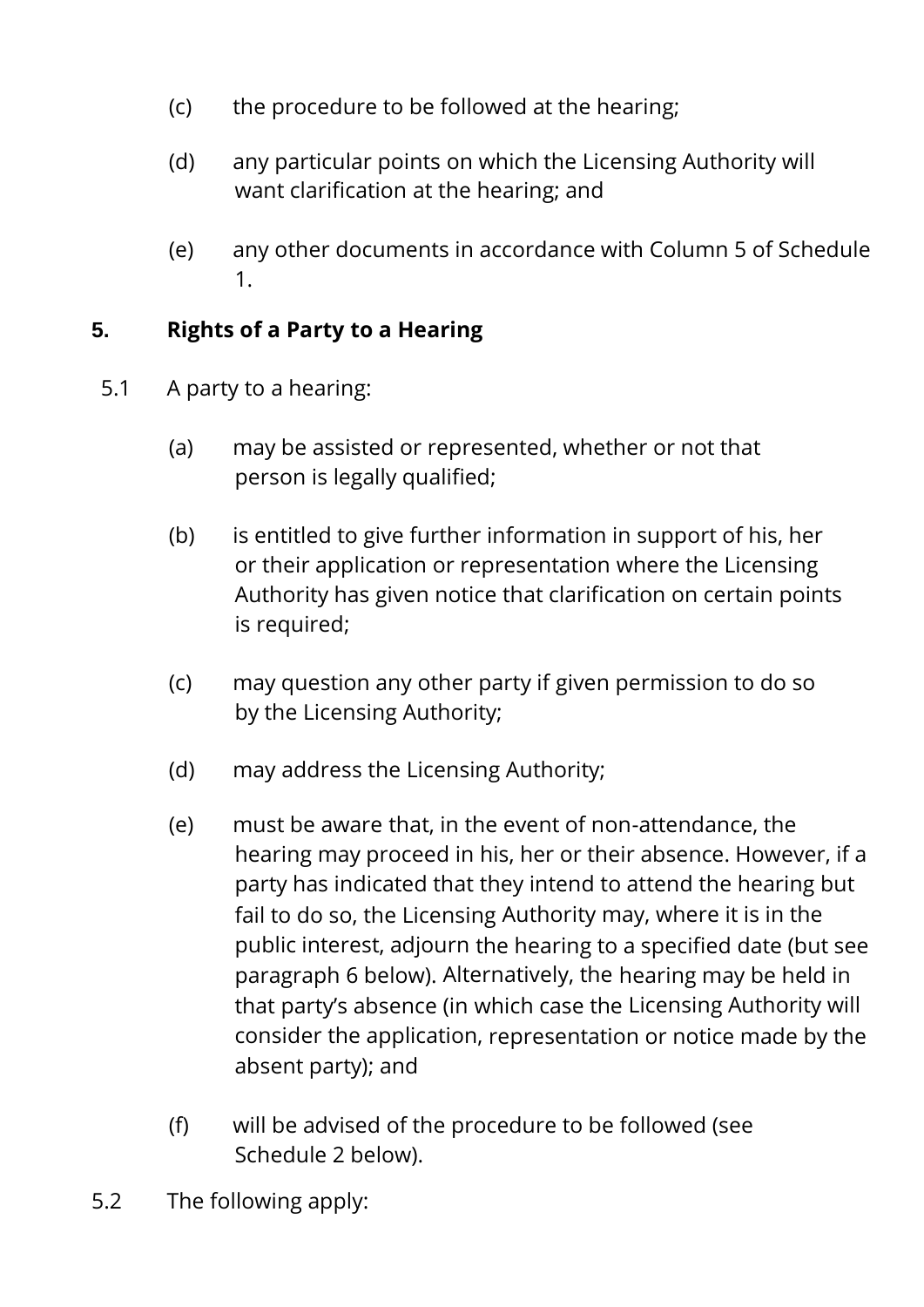(c) the procedure to be followed at the hearing;

(d) any particular points on which the Licensing Authority will want clarification at the hearing; and

(e) any other documents in accordance with Column 5 of Schedule 1.

## 5. Rights of a Party to a Hearing

5.1 A party to a hearing:

(a) may be assisted or represented, whether or not that person is legally qualified;

(b) is entitled to give further information in support of his, her or their application or representation where the Licensing Authority has given notice that clarification on certain points is required;

(c) may question any other party if given permission to do so by the Licensing Authority;

(d) may address the Licensing Authority;

(e) must be aware that, in the event of non-attendance, the hearing may proceed in his, her or their absence. However, if a party has indicated that they intend to attend the hearing but fail to do so, the Licensing Authority may, where it is in the public interest, adjourn the hearing to a specified date (but see paragraph 6 below). Alternatively, the hearing may be held in that party's absence (in which case the Licensing Authority will consider the application, representation or notice made by the absent party); and

(f) will be advised of the procedure to be followed (see Schedule 2 below).

5.2 The following apply: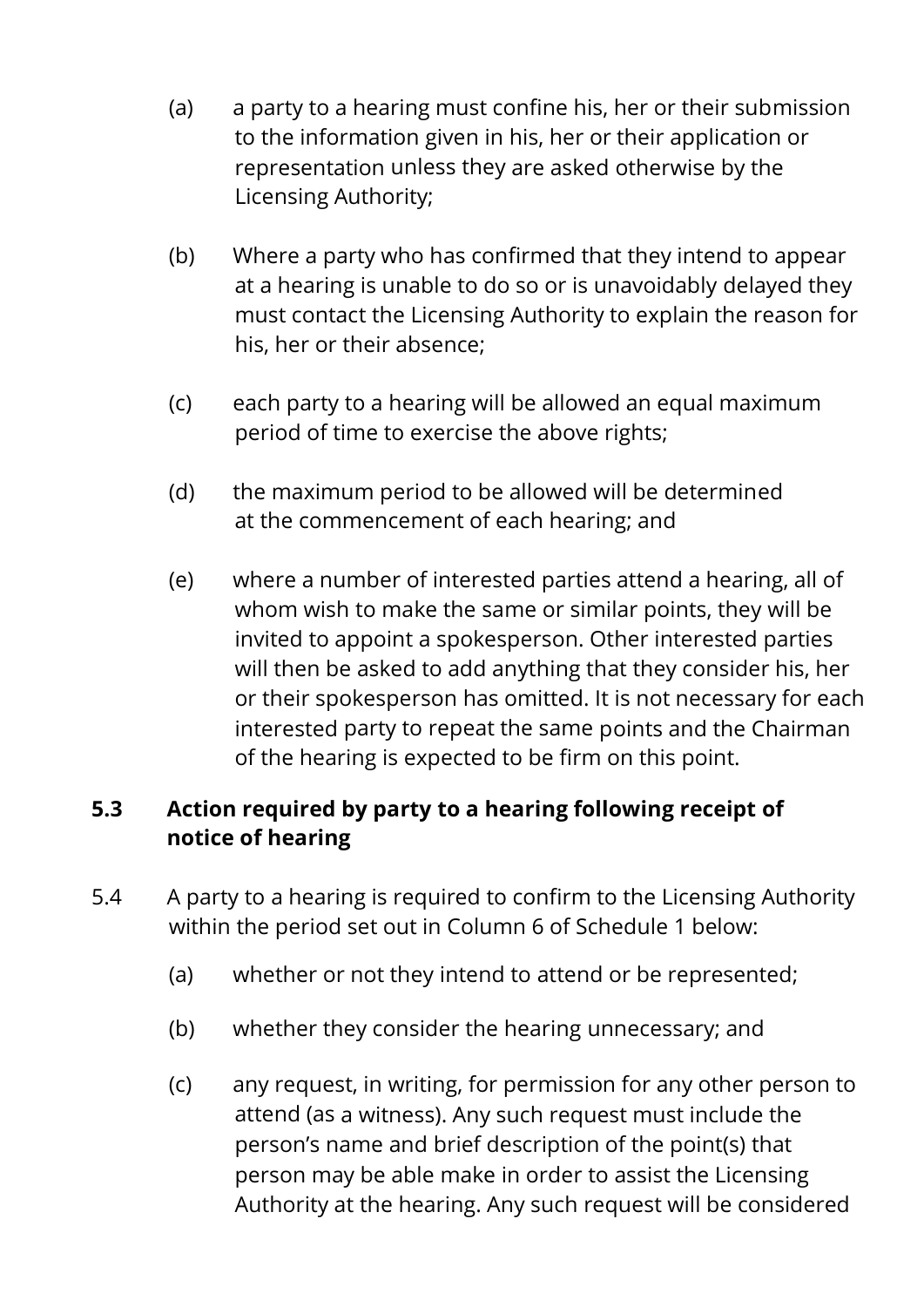(a) a party to a hearing must confine his, her or their submission to the information given in his, her or their application or representation unless they are asked otherwise by the Licensing Authority;

(b) Where a party who has confirmed that they intend to appear at a hearing is unable to do so or is unavoidably delayed they must contact the Licensing Authority to explain the reason for his, her or their absence;

(c) each party to a hearing will be allowed an equal maximum period of time to exercise the above rights;

(d) the maximum period to be allowed will be determined at the commencement of each hearing; and

(e) where a number of interested parties attend a hearing, all of whom wish to make the same or similar points, they will be invited to appoint a spokesperson. Other interested parties will then be asked to add anything that they consider his, her or their spokesperson has omitted. It is not necessary for each interested party to repeat the same points and the Chairman of the hearing is expected to be firm on this point.

**5.3 Action required by party to a hearing following receipt of notice of hearing**

5.4 A party to a hearing is required to confirm to the Licensing Authority within the period set out in Column 6 of Schedule 1 below:

(a) whether or not they intend to attend or be represented;

(b) whether they consider the hearing unnecessary; and

(c) any request, in writing, for permission for any other person to attend (as a witness). Any such request must include the person's name and brief description of the point(s) that person may be able make in order to assist the Licensing Authority at the hearing. Any such request will be considered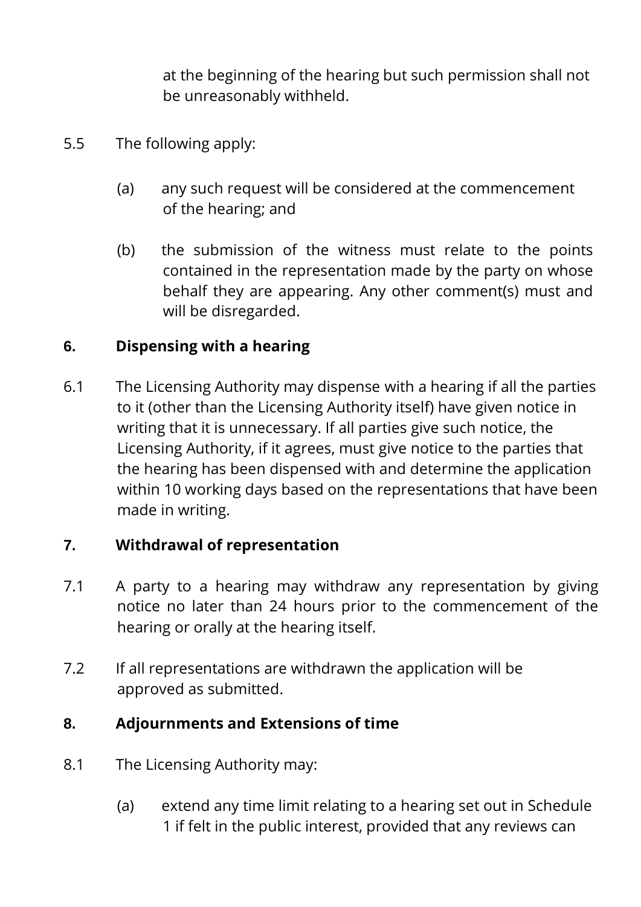at the beginning of the hearing but such permission shall not be unreasonably withheld.

5.5 The following apply:

(a) any such request will be considered at the commencement of the hearing; and

(b) the submission of the witness must relate to the points contained in the representation made by the party on whose behalf they are appearing. Any other comment(s) must and will be disregarded.

## 6. Dispensing with a hearing

6.1 The Licensing Authority may dispense with a hearing if all the parties to it (other than the Licensing Authority itself) have given notice in writing that it is unnecessary. If all parties give such notice, the Licensing Authority, if it agrees, must give notice to the parties that the hearing has been dispensed with and determine the application within 10 working days based on the representations that have been made in writing.

## 7. Withdrawal of representation

7.1 A party to a hearing may withdraw any representation by giving notice no later than 24 hours prior to the commencement of the hearing or orally at the hearing itself.

7.2 If all representations are withdrawn the application will be approved as submitted.

## 8. Adjournments and Extensions of time

8.1 The Licensing Authority may:

(a) extend any time limit relating to a hearing set out in Schedule 1 if felt in the public interest, provided that any reviews can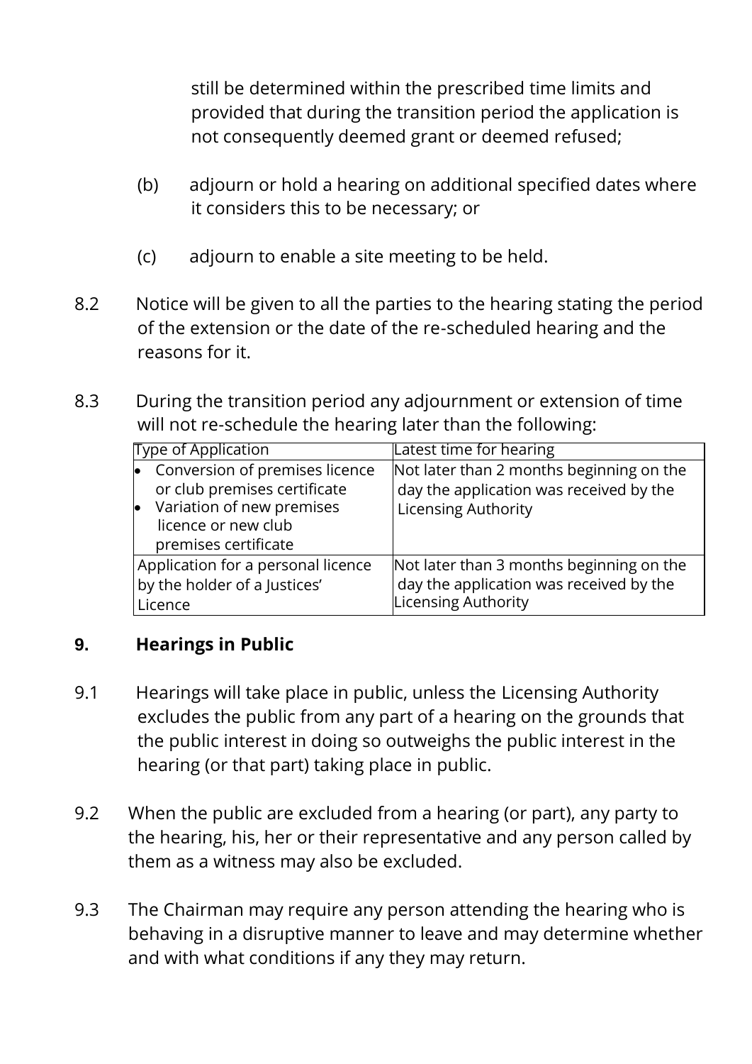still be determined within the prescribed time limits and provided that during the transition period the application is not consequently deemed grant or deemed refused;

(b) adjourn or hold a hearing on additional specified dates where it considers this to be necessary; or

(c) adjourn to enable a site meeting to be held.

8.2 Notice will be given to all the parties to the hearing stating the period of the extension or the date of the re-scheduled hearing and the reasons for it.

8.3 During the transition period any adjournment or extension of time will not re-schedule the hearing later than the following:

| Type of Application | Latest time for hearing |
|---|---|
| • Conversion of premises licence or club premises certificate<br>• Variation of new premises licence or new club premises certificate | Not later than 2 months beginning on the day the application was received by the Licensing Authority |
| Application for a personal licence by the holder of a Justices' Licence | Not later than 3 months beginning on the day the application was received by the Licensing Authority |

## 9. Hearings in Public

9.1 Hearings will take place in public, unless the Licensing Authority excludes the public from any part of a hearing on the grounds that the public interest in doing so outweighs the public interest in the hearing (or that part) taking place in public.

9.2 When the public are excluded from a hearing (or part), any party to the hearing, his, her or their representative and any person called by them as a witness may also be excluded.

9.3 The Chairman may require any person attending the hearing who is behaving in a disruptive manner to leave and may determine whether and with what conditions if any they may return.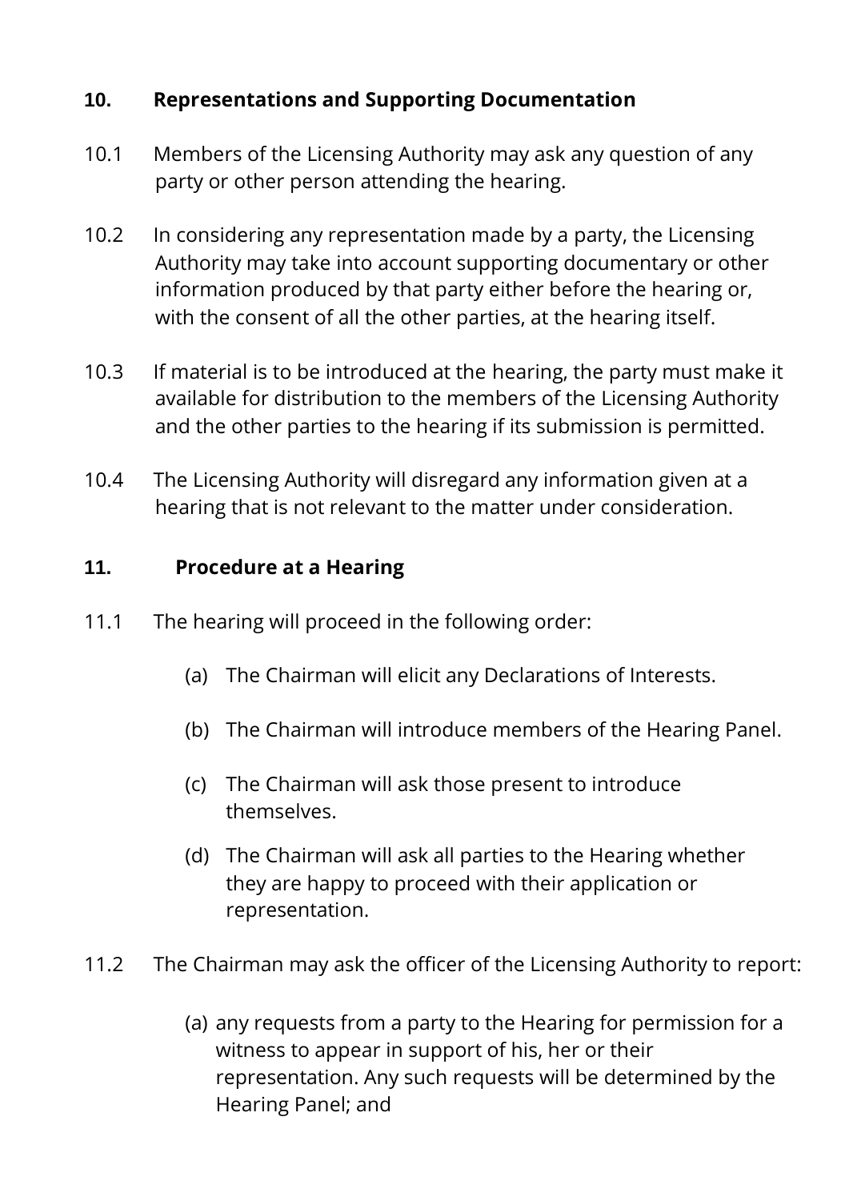## 10. Representations and Supporting Documentation

10.1 Members of the Licensing Authority may ask any question of any party or other person attending the hearing.

10.2 In considering any representation made by a party, the Licensing Authority may take into account supporting documentary or other information produced by that party either before the hearing or, with the consent of all the other parties, at the hearing itself.

10.3 If material is to be introduced at the hearing, the party must make it available for distribution to the members of the Licensing Authority and the other parties to the hearing if its submission is permitted.

10.4 The Licensing Authority will disregard any information given at a hearing that is not relevant to the matter under consideration.

## 11. Procedure at a Hearing

11.1 The hearing will proceed in the following order:

(a) The Chairman will elicit any Declarations of Interests.

(b) The Chairman will introduce members of the Hearing Panel.

(c) The Chairman will ask those present to introduce themselves.

(d) The Chairman will ask all parties to the Hearing whether they are happy to proceed with their application or representation.

11.2 The Chairman may ask the officer of the Licensing Authority to report:

(a) any requests from a party to the Hearing for permission for a witness to appear in support of his, her or their representation. Any such requests will be determined by the Hearing Panel; and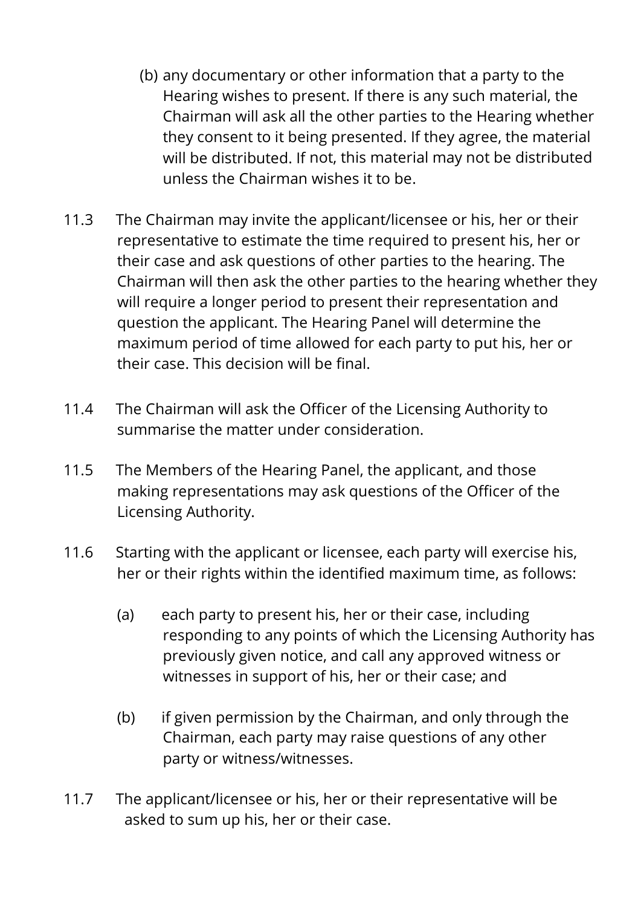(b) any documentary or other information that a party to the Hearing wishes to present. If there is any such material, the Chairman will ask all the other parties to the Hearing whether they consent to it being presented. If they agree, the material will be distributed. If not, this material may not be distributed unless the Chairman wishes it to be.

11.3 The Chairman may invite the applicant/licensee or his, her or their representative to estimate the time required to present his, her or their case and ask questions of other parties to the hearing. The Chairman will then ask the other parties to the hearing whether they will require a longer period to present their representation and question the applicant. The Hearing Panel will determine the maximum period of time allowed for each party to put his, her or their case. This decision will be final.

11.4 The Chairman will ask the Officer of the Licensing Authority to summarise the matter under consideration.

11.5 The Members of the Hearing Panel, the applicant, and those making representations may ask questions of the Officer of the Licensing Authority.

11.6 Starting with the applicant or licensee, each party will exercise his, her or their rights within the identified maximum time, as follows:

(a) each party to present his, her or their case, including responding to any points of which the Licensing Authority has previously given notice, and call any approved witness or witnesses in support of his, her or their case; and

(b) if given permission by the Chairman, and only through the Chairman, each party may raise questions of any other party or witness/witnesses.

11.7 The applicant/licensee or his, her or their representative will be asked to sum up his, her or their case.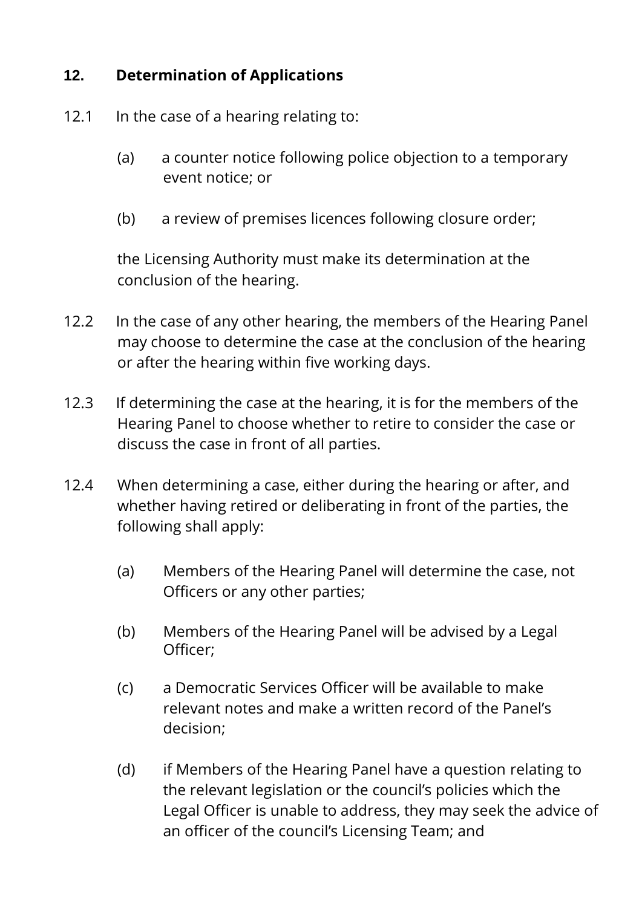## 12. Determination of Applications

12.1 In the case of a hearing relating to:

(a) a counter notice following police objection to a temporary event notice; or

(b) a review of premises licences following closure order;

the Licensing Authority must make its determination at the conclusion of the hearing.

12.2 In the case of any other hearing, the members of the Hearing Panel may choose to determine the case at the conclusion of the hearing or after the hearing within five working days.

12.3 If determining the case at the hearing, it is for the members of the Hearing Panel to choose whether to retire to consider the case or discuss the case in front of all parties.

12.4 When determining a case, either during the hearing or after, and whether having retired or deliberating in front of the parties, the following shall apply:

(a) Members of the Hearing Panel will determine the case, not Officers or any other parties;

(b) Members of the Hearing Panel will be advised by a Legal Officer;

(c) a Democratic Services Officer will be available to make relevant notes and make a written record of the Panel's decision;

(d) if Members of the Hearing Panel have a question relating to the relevant legislation or the council's policies which the Legal Officer is unable to address, they may seek the advice of an officer of the council's Licensing Team; and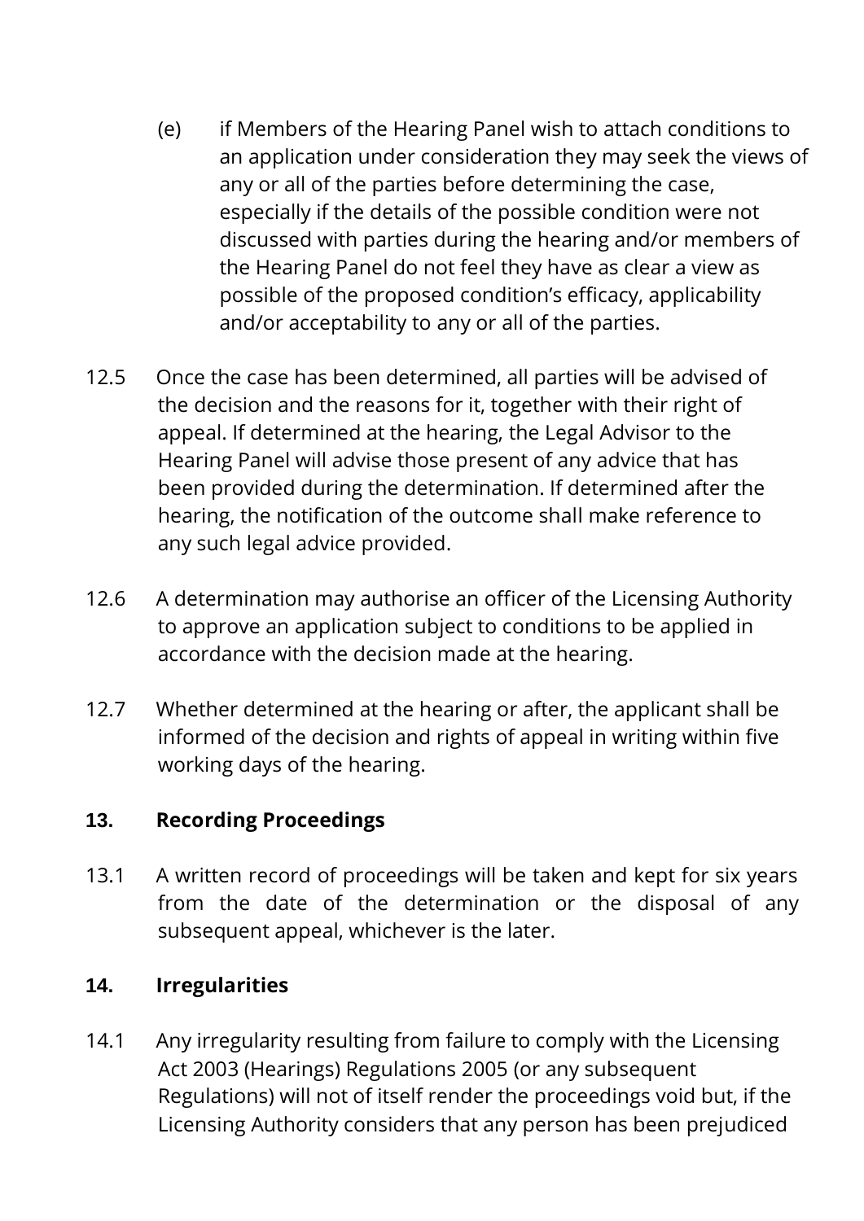(e) if Members of the Hearing Panel wish to attach conditions to an application under consideration they may seek the views of any or all of the parties before determining the case, especially if the details of the possible condition were not discussed with parties during the hearing and/or members of the Hearing Panel do not feel they have as clear a view as possible of the proposed condition's efficacy, applicability and/or acceptability to any or all of the parties.

12.5 Once the case has been determined, all parties will be advised of the decision and the reasons for it, together with their right of appeal. If determined at the hearing, the Legal Advisor to the Hearing Panel will advise those present of any advice that has been provided during the determination. If determined after the hearing, the notification of the outcome shall make reference to any such legal advice provided.

12.6 A determination may authorise an officer of the Licensing Authority to approve an application subject to conditions to be applied in accordance with the decision made at the hearing.

12.7 Whether determined at the hearing or after, the applicant shall be informed of the decision and rights of appeal in writing within five working days of the hearing.

## 13. Recording Proceedings

13.1 A written record of proceedings will be taken and kept for six years from the date of the determination or the disposal of any subsequent appeal, whichever is the later.

## 14. Irregularities

14.1 Any irregularity resulting from failure to comply with the Licensing Act 2003 (Hearings) Regulations 2005 (or any subsequent Regulations) will not of itself render the proceedings void but, if the Licensing Authority considers that any person has been prejudiced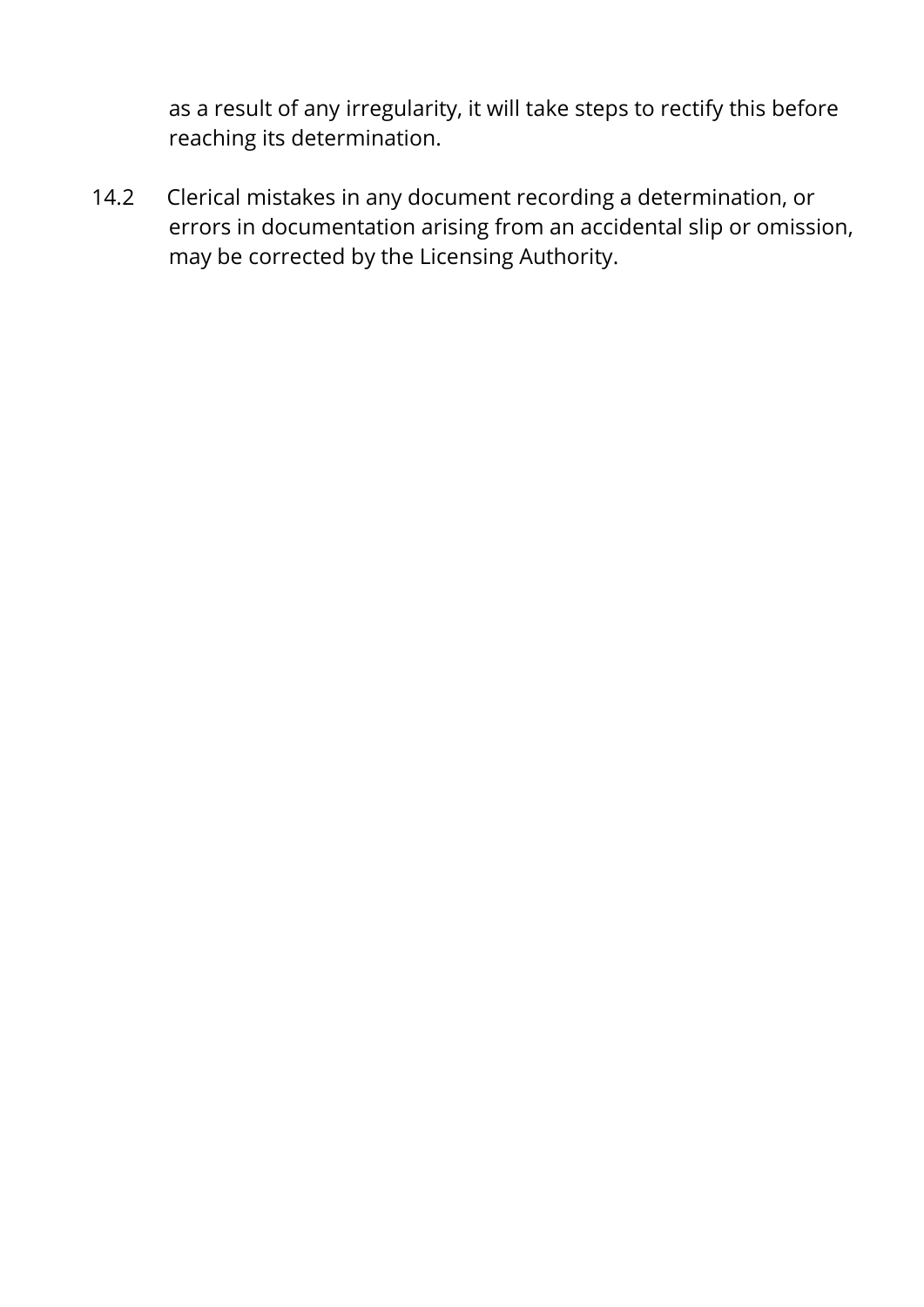as a result of any irregularity, it will take steps to rectify this before reaching its determination.

14.2 Clerical mistakes in any document recording a determination, or errors in documentation arising from an accidental slip or omission, may be corrected by the Licensing Authority.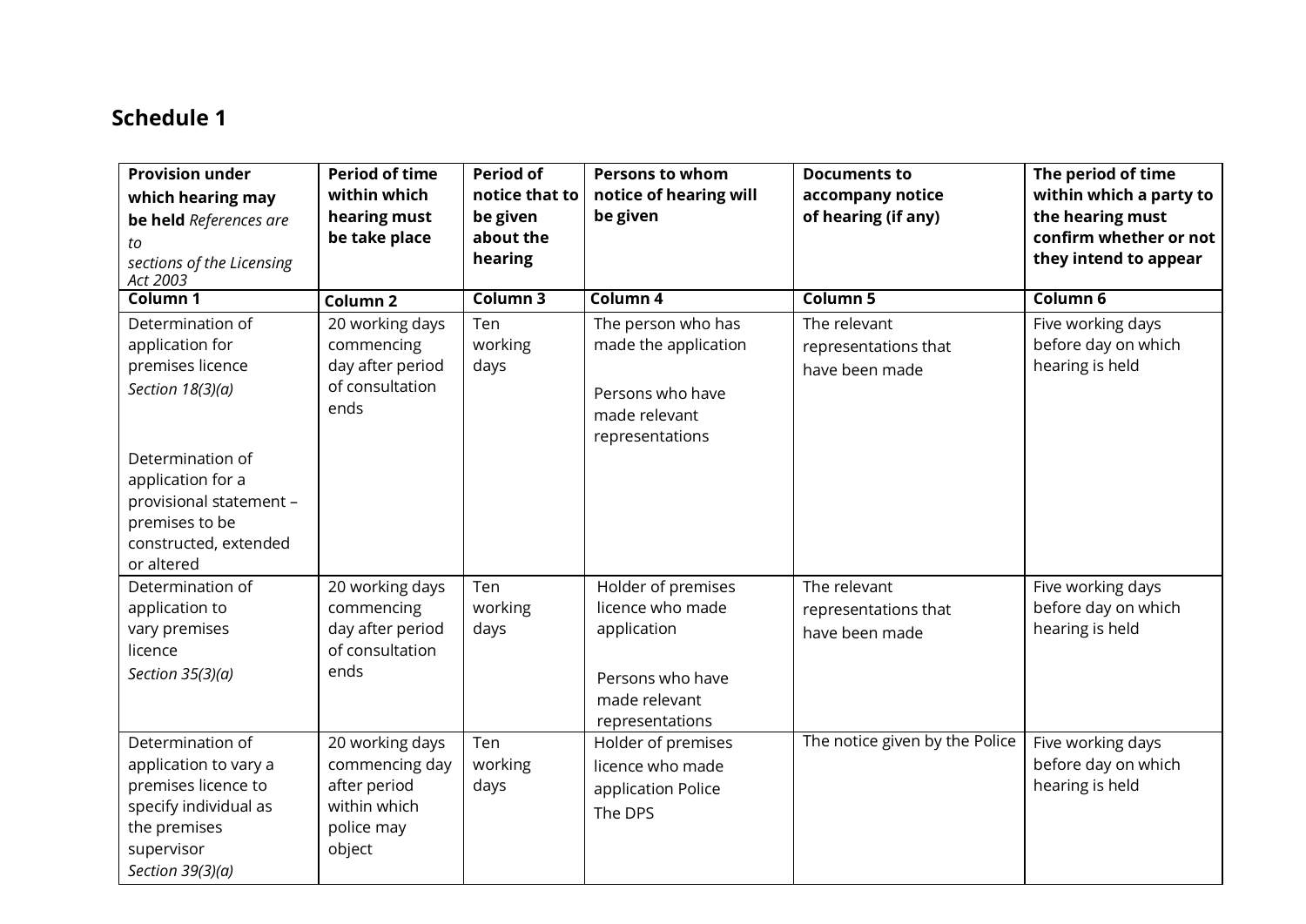## Schedule 1

| **Provision under which hearing may be held** *References are to sections of the Licensing Act 2003* | **Period of time within which hearing must be take place** | **Period of notice that to be given about the hearing** | **Persons to whom notice of hearing will be given** | **Documents to accompany notice of hearing (if any)** | **The period of time within which a party to the hearing must confirm whether or not they intend to appear** |
|---|---|---|---|---|---|
| **Column 1** | **Column 2** | **Column 3** | **Column 4** | **Column 5** | **Column 6** |
| Determination of application for premises licence *Section 18(3)(a)*<br><br>Determination of application for a provisional statement – premises to be constructed, extended or altered | 20 working days commencing day after period of consultation ends | Ten working days | The person who has made the application<br><br>Persons who have made relevant representations | The relevant representations that have been made | Five working days before day on which hearing is held |
| Determination of application to vary premises licence *Section 35(3)(a)* | 20 working days commencing day after period of consultation ends | Ten working days | Holder of premises licence who made application<br><br>Persons who have made relevant representations | The relevant representations that have been made | Five working days before day on which hearing is held |
| Determination of application to vary a premises licence to specify individual as the premises supervisor *Section 39(3)(a)* | 20 working days commencing day after period within which police may object | Ten working days | Holder of premises licence who made application Police The DPS | The notice given by the Police | Five working days before day on which hearing is held |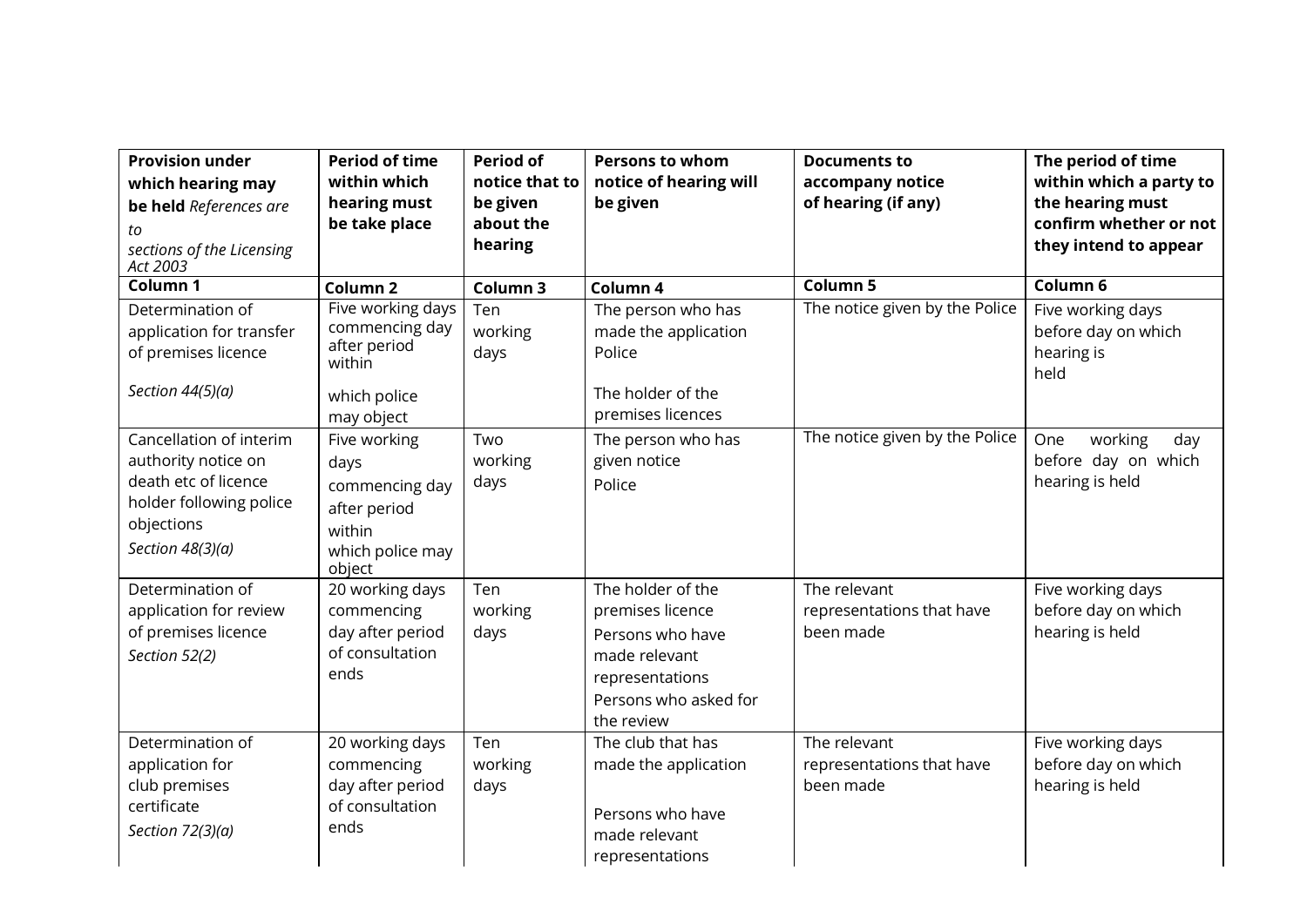| **Provision under which hearing may be held** *References are to sections of the Licensing Act 2003* | **Period of time within which hearing must be take place** | **Period of notice that to be given about the hearing** | **Persons to whom notice of hearing will be given** | **Documents to accompany notice of hearing (if any)** | **The period of time within which a party to the hearing must confirm whether or not they intend to appear** |
|---|---|---|---|---|---|
| **Column 1** | **Column 2** | **Column 3** | **Column 4** | **Column 5** | **Column 6** |
| Determination of application for transfer of premises licence *Section 44(5)(a)* | Five working days commencing day after period within which police may object | Ten working days | The person who has made the application Police The holder of the premises licences | The notice given by the Police | Five working days before day on which hearing is held |
| Cancellation of interim authority notice on death etc of licence holder following police objections *Section 48(3)(a)* | Five working days commencing day after period within which police may object | Two working days | The person who has given notice Police | The notice given by the Police | One working day before day on which hearing is held |
| Determination of application for review of premises licence *Section 52(2)* | 20 working days commencing day after period of consultation ends | Ten working days | The holder of the premises licence Persons who have made relevant representations Persons who asked for the review | The relevant representations that have been made | Five working days before day on which hearing is held |
| Determination of application for club premises certificate *Section 72(3)(a)* | 20 working days commencing day after period of consultation ends | Ten working days | The club that has made the application Persons who have made relevant representations | The relevant representations that have been made | Five working days before day on which hearing is held |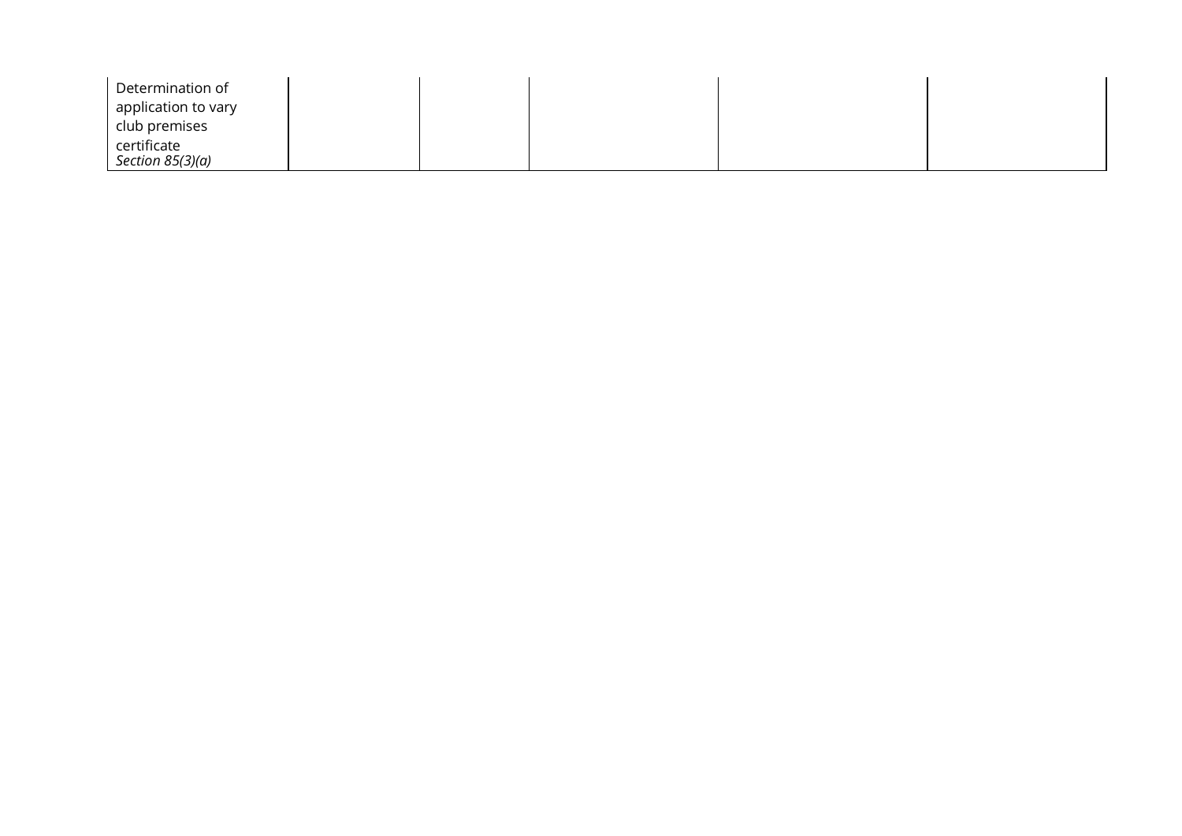| | | | | | |
|---|---|---|---|---|---|
| Determination of application to vary club premises certificate *Section 85(3)(a)* | | | | | |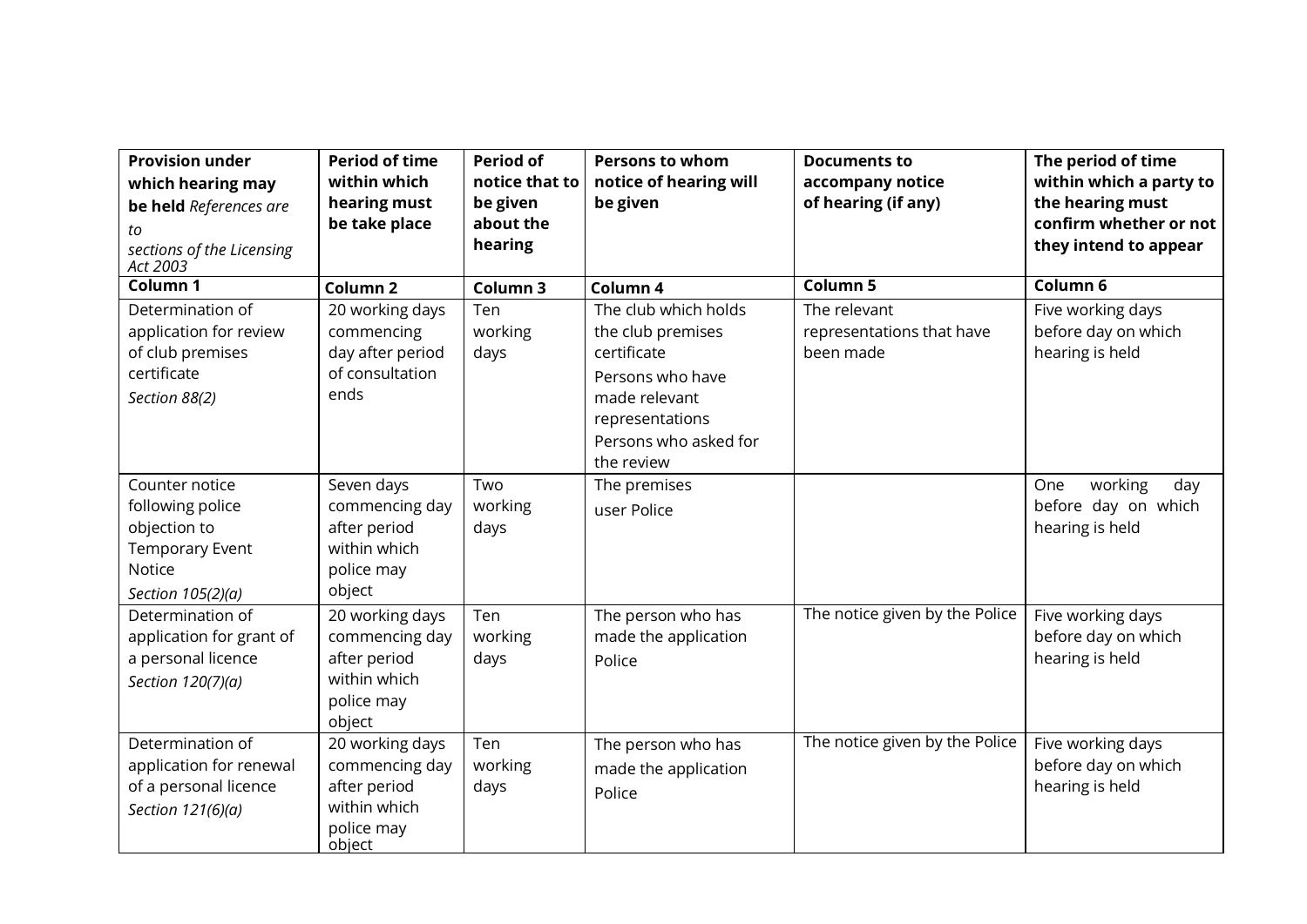| **Provision under which hearing may be held** *References are to sections of the Licensing Act 2003* | **Period of time within which hearing must be take place** | **Period of notice that to be given about the hearing** | **Persons to whom notice of hearing will be given** | **Documents to accompany notice of hearing (if any)** | **The period of time within which a party to the hearing must confirm whether or not they intend to appear** |
|---|---|---|---|---|---|
| **Column 1** | **Column 2** | **Column 3** | **Column 4** | **Column 5** | **Column 6** |
| Determination of application for review of club premises certificate *Section 88(2)* | 20 working days commencing day after period of consultation ends | Ten working days | The club which holds the club premises certificate Persons who have made relevant representations Persons who asked for the review | The relevant representations that have been made | Five working days before day on which hearing is held |
| Counter notice following police objection to Temporary Event Notice *Section 105(2)(a)* | Seven days commencing day after period within which police may object | Two working days | The premises user Police | | One working day before day on which hearing is held |
| Determination of application for grant of a personal licence *Section 120(7)(a)* | 20 working days commencing day after period within which police may object | Ten working days | The person who has made the application Police | The notice given by the Police | Five working days before day on which hearing is held |
| Determination of application for renewal of a personal licence *Section 121(6)(a)* | 20 working days commencing day after period within which police may object | Ten working days | The person who has made the application Police | The notice given by the Police | Five working days before day on which hearing is held |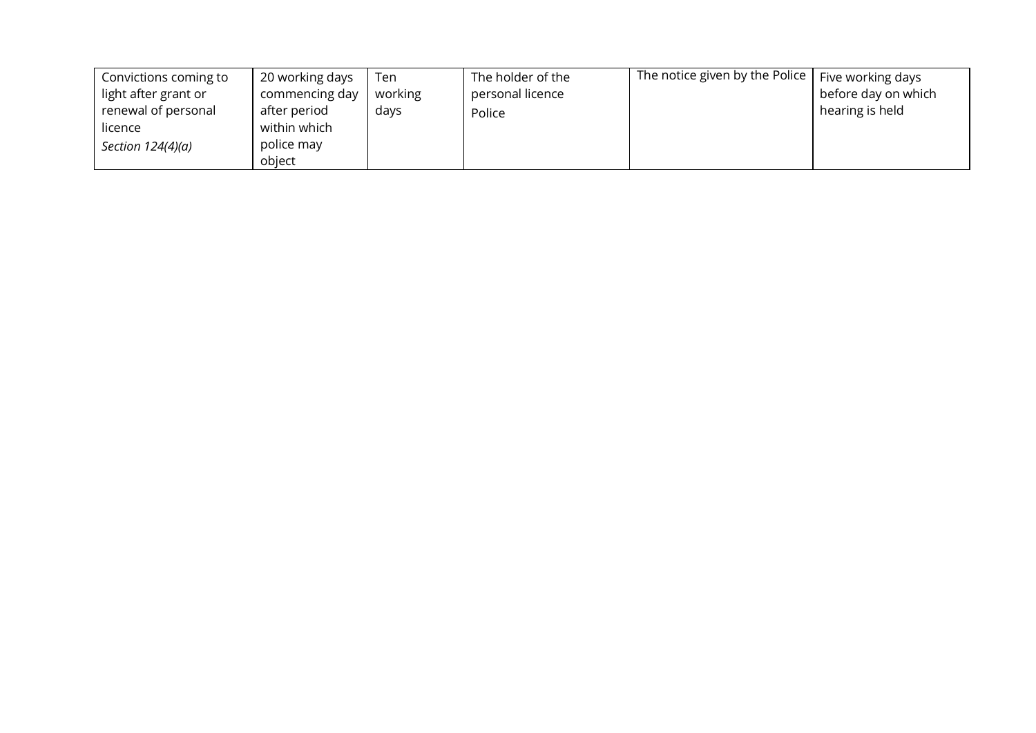| Convictions coming to light after grant or renewal of personal licence *Section 124(4)(a)* | 20 working days commencing day after period within which police may object | Ten working days | The holder of the personal licence Police | The notice given by the Police | Five working days before day on which hearing is held |
|---|---|---|---|---|---|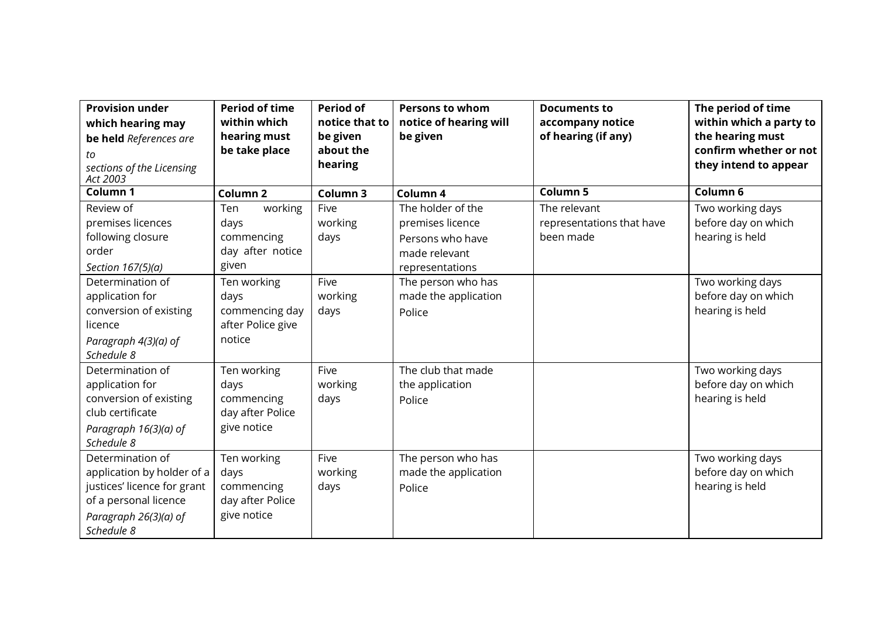| **Provision under which hearing may be held** *References are to sections of the Licensing Act 2003* | **Period of time within which hearing must be take place** | **Period of notice that to be given about the hearing** | **Persons to whom notice of hearing will be given** | **Documents to accompany notice of hearing (if any)** | **The period of time within which a party to the hearing must confirm whether or not they intend to appear** |
|---|---|---|---|---|---|
| **Column 1** | **Column 2** | **Column 3** | **Column 4** | **Column 5** | **Column 6** |
| Review of premises licences following closure order *Section 167(5)(a)* | Ten working days commencing day after notice given | Five working days | The holder of the premises licence Persons who have made relevant representations | The relevant representations that have been made | Two working days before day on which hearing is held |
| Determination of application for conversion of existing licence *Paragraph 4(3)(a) of Schedule 8* | Ten working days commencing day after Police give notice | Five working days | The person who has made the application Police | | Two working days before day on which hearing is held |
| Determination of application for conversion of existing club certificate *Paragraph 16(3)(a) of Schedule 8* | Ten working days commencing day after Police give notice | Five working days | The club that made the application Police | | Two working days before day on which hearing is held |
| Determination of application by holder of a justices' licence for grant of a personal licence *Paragraph 26(3)(a) of Schedule 8* | Ten working days commencing day after Police give notice | Five working days | The person who has made the application Police | | Two working days before day on which hearing is held |